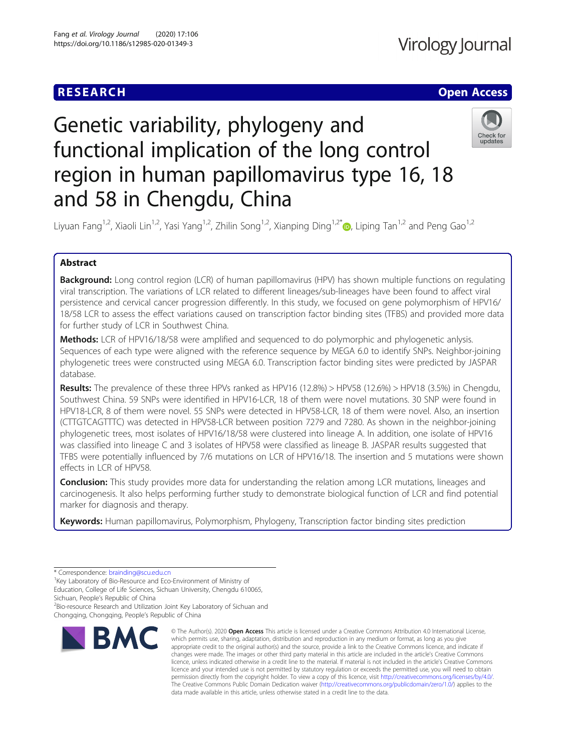RESEARCH Open Access

# Genetic variability, phylogeny and functional implication of the long control region in human papillomavirus type 16, 18 and 58 in Chengdu, China

Liyuan Fang[1,2], Xiaoli Lin[1,2], Yasi Yang[1,2], Zhilin Song[1,2], Xianping Ding[1,2*], Liping Tan[1,2] and Peng Gao[1,2]

## Abstract

**Background:** Long control region (LCR) of human papillomavirus (HPV) has shown multiple functions on regulating viral transcription. The variations of LCR related to different lineages/sub-lineages have been found to affect viral persistence and cervical cancer progression differently. In this study, we focused on gene polymorphism of HPV16/18/58 LCR to assess the effect variations caused on transcription factor binding sites (TFBS) and provided more data for further study of LCR in Southwest China.

**Methods:** LCR of HPV16/18/58 were amplified and sequenced to do polymorphic and phylogenetic anlysis. Sequences of each type were aligned with the reference sequence by MEGA 6.0 to identify SNPs. Neighbor-joining phylogenetic trees were constructed using MEGA 6.0. Transcription factor binding sites were predicted by JASPAR database.

**Results:** The prevalence of these three HPVs ranked as HPV16 (12.8%) > HPV58 (12.6%) > HPV18 (3.5%) in Chengdu, Southwest China. 59 SNPs were identified in HPV16-LCR, 18 of them were novel mutations. 30 SNP were found in HPV18-LCR, 8 of them were novel. 55 SNPs were detected in HPV58-LCR, 18 of them were novel. Also, an insertion (CTTGTCAGTTTC) was detected in HPV58-LCR between position 7279 and 7280. As shown in the neighbor-joining phylogenetic trees, most isolates of HPV16/18/58 were clustered into lineage A. In addition, one isolate of HPV16 was classified into lineage C and 3 isolates of HPV58 were classified as lineage B. JASPAR results suggested that TFBS were potentially influenced by 7/6 mutations on LCR of HPV16/18. The insertion and 5 mutations were shown effects in LCR of HPV58.

**Conclusion:** This study provides more data for understanding the relation among LCR mutations, lineages and carcinogenesis. It also helps performing further study to demonstrate biological function of LCR and find potential marker for diagnosis and therapy.

**Keywords:** Human papillomavirus, Polymorphism, Phylogeny, Transcription factor binding sites prediction

---

\* Correspondence: braind­ing@scu.edu.cn
[1]Key Laboratory of Bio-Resource and Eco-Environment of Ministry of Education, College of Life Sciences, Sichuan University, Chengdu 610065, Sichuan, People's Republic of China
[2]Bio-resource Research and Utilization Joint Key Laboratory of Sichuan and Chongqing, Chongqing, People's Republic of China

© The Author(s). 2020 **Open Access** This article is licensed under a Creative Commons Attribution 4.0 International License, which permits use, sharing, adaptation, distribution and reproduction in any medium or format, as long as you give appropriate credit to the original author(s) and the source, provide a link to the Creative Commons licence, and indicate if changes were made. The images or other third party material in this article are included in the article's Creative Commons licence, unless indicated otherwise in a credit line to the material. If material is not included in the article's Creative Commons licence and your intended use is not permitted by statutory regulation or exceeds the permitted use, you will need to obtain permission directly from the copyright holder. To view a copy of this licence, visit http://creativecommons.org/licenses/by/4.0/. The Creative Commons Public Domain Dedication waiver (http://creativecommons.org/publicdomain/zero/1.0/) applies to the data made available in this article, unless otherwise stated in a credit line to the data.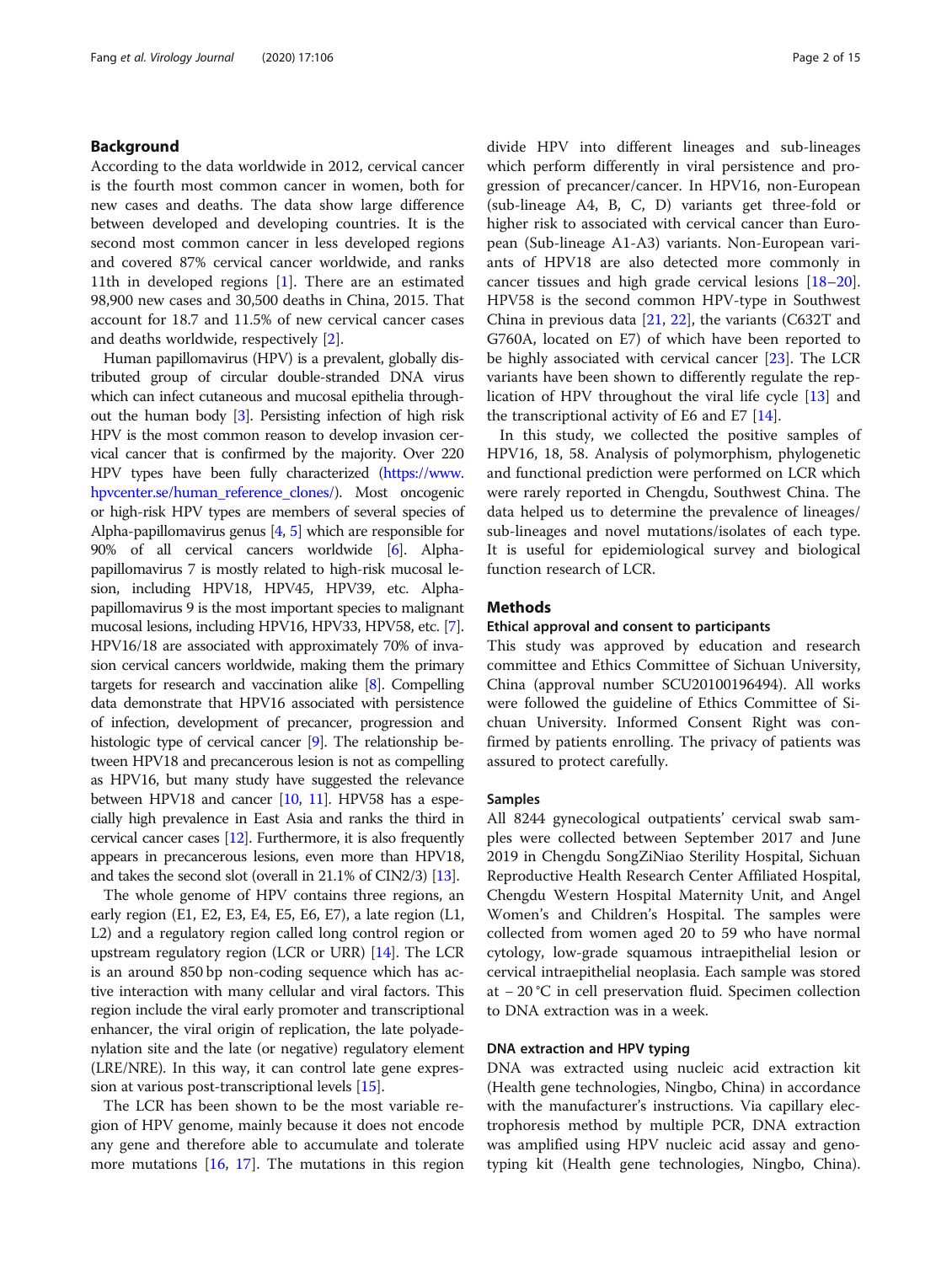## Background

According to the data worldwide in 2012, cervical cancer is the fourth most common cancer in women, both for new cases and deaths. The data show large difference between developed and developing countries. It is the second most common cancer in less developed regions and covered 87% cervical cancer worldwide, and ranks 11th in developed regions [1]. There are an estimated 98,900 new cases and 30,500 deaths in China, 2015. That account for 18.7 and 11.5% of new cervical cancer cases and deaths worldwide, respectively [2].

Human papillomavirus (HPV) is a prevalent, globally distributed group of circular double-stranded DNA virus which can infect cutaneous and mucosal epithelia throughout the human body [3]. Persisting infection of high risk HPV is the most common reason to develop invasion cervical cancer that is confirmed by the majority. Over 220 HPV types have been fully characterized (https://www.hpvcenter.se/human_reference_clones/). Most oncogenic or high-risk HPV types are members of several species of Alpha-papillomavirus genus [4, 5] which are responsible for 90% of all cervical cancers worldwide [6]. Alpha-papillomavirus 7 is mostly related to high-risk mucosal lesion, including HPV18, HPV45, HPV39, etc. Alpha-papillomavirus 9 is the most important species to malignant mucosal lesions, including HPV16, HPV33, HPV58, etc. [7]. HPV16/18 are associated with approximately 70% of invasion cervical cancers worldwide, making them the primary targets for research and vaccination alike [8]. Compelling data demonstrate that HPV16 associated with persistence of infection, development of precancer, progression and histologic type of cervical cancer [9]. The relationship between HPV18 and precancerous lesion is not as compelling as HPV16, but many study have suggested the relevance between HPV18 and cancer [10, 11]. HPV58 has a especially high prevalence in East Asia and ranks the third in cervical cancer cases [12]. Furthermore, it is also frequently appears in precancerous lesions, even more than HPV18, and takes the second slot (overall in 21.1% of CIN2/3) [13].

The whole genome of HPV contains three regions, an early region (E1, E2, E3, E4, E5, E6, E7), a late region (L1, L2) and a regulatory region called long control region or upstream regulatory region (LCR or URR) [14]. The LCR is an around 850 bp non-coding sequence which has active interaction with many cellular and viral factors. This region include the viral early promoter and transcriptional enhancer, the viral origin of replication, the late polyadenylation site and the late (or negative) regulatory element (LRE/NRE). In this way, it can control late gene expression at various post-transcriptional levels [15].

The LCR has been shown to be the most variable region of HPV genome, mainly because it does not encode any gene and therefore able to accumulate and tolerate more mutations [16, 17]. The mutations in this region divide HPV into different lineages and sub-lineages which perform differently in viral persistence and progression of precancer/cancer. In HPV16, non-European (sub-lineage A4, B, C, D) variants get three-fold or higher risk to associated with cervical cancer than European (Sub-lineage A1-A3) variants. Non-European variants of HPV18 are also detected more commonly in cancer tissues and high grade cervical lesions [18–20]. HPV58 is the second common HPV-type in Southwest China in previous data [21, 22], the variants (C632T and G760A, located on E7) of which have been reported to be highly associated with cervical cancer [23]. The LCR variants have been shown to differently regulate the replication of HPV throughout the viral life cycle [13] and the transcriptional activity of E6 and E7 [14].

In this study, we collected the positive samples of HPV16, 18, 58. Analysis of polymorphism, phylogenetic and functional prediction were performed on LCR which were rarely reported in Chengdu, Southwest China. The data helped us to determine the prevalence of lineages/sub-lineages and novel mutations/isolates of each type. It is useful for epidemiological survey and biological function research of LCR.

## Methods

### Ethical approval and consent to participants

This study was approved by education and research committee and Ethics Committee of Sichuan University, China (approval number SCU20100196494). All works were followed the guideline of Ethics Committee of Sichuan University. Informed Consent Right was confirmed by patients enrolling. The privacy of patients was assured to protect carefully.

### Samples

All 8244 gynecological outpatients' cervical swab samples were collected between September 2017 and June 2019 in Chengdu SongZiNiao Sterility Hospital, Sichuan Reproductive Health Research Center Affiliated Hospital, Chengdu Western Hospital Maternity Unit, and Angel Women's and Children's Hospital. The samples were collected from women aged 20 to 59 who have normal cytology, low-grade squamous intraepithelial lesion or cervical intraepithelial neoplasia. Each sample was stored at − 20 °C in cell preservation fluid. Specimen collection to DNA extraction was in a week.

### DNA extraction and HPV typing

DNA was extracted using nucleic acid extraction kit (Health gene technologies, Ningbo, China) in accordance with the manufacturer's instructions. Via capillary electrophoresis method by multiple PCR, DNA extraction was amplified using HPV nucleic acid assay and genotyping kit (Health gene technologies, Ningbo, China).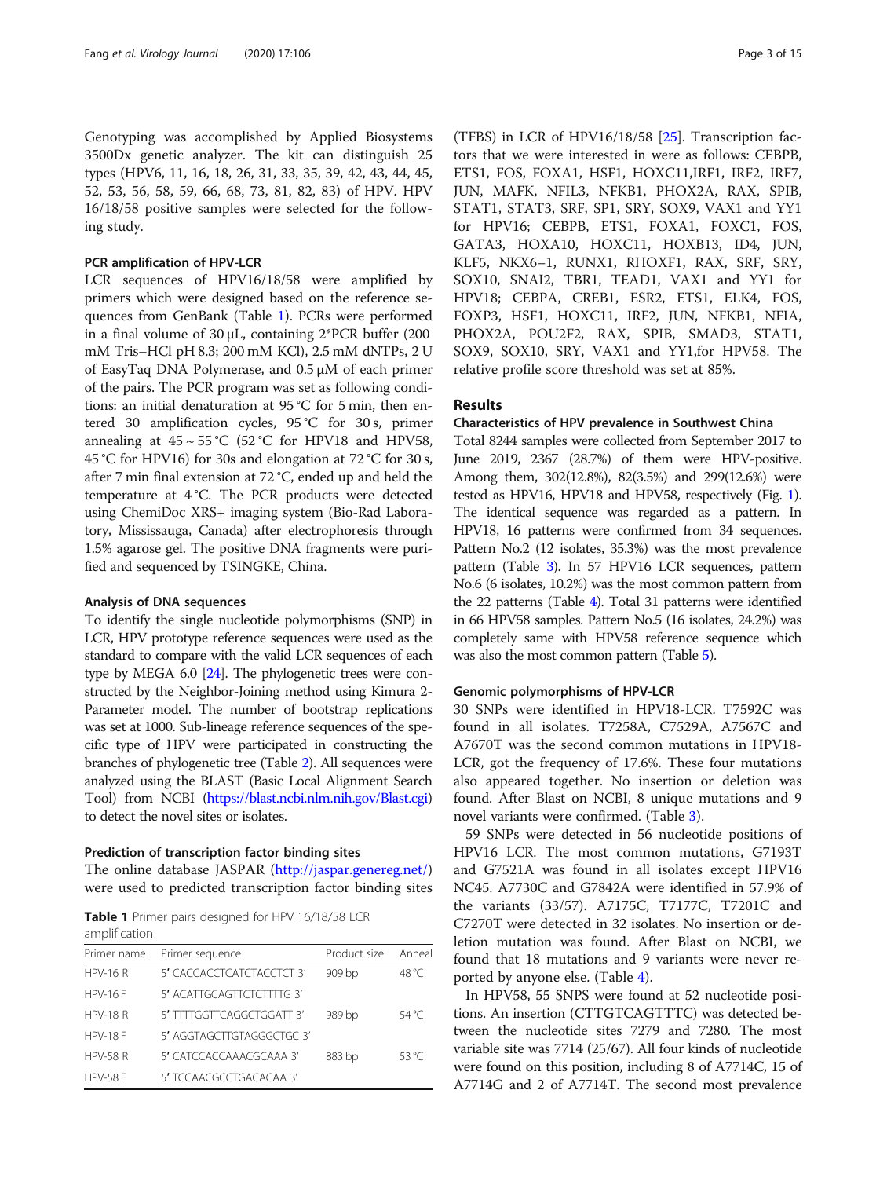Genotyping was accomplished by Applied Biosystems 3500Dx genetic analyzer. The kit can distinguish 25 types (HPV6, 11, 16, 18, 26, 31, 33, 35, 39, 42, 43, 44, 45, 52, 53, 56, 58, 59, 66, 68, 73, 81, 82, 83) of HPV. HPV 16/18/58 positive samples were selected for the following study.

### PCR amplification of HPV-LCR

LCR sequences of HPV16/18/58 were amplified by primers which were designed based on the reference sequences from GenBank (Table 1). PCRs were performed in a final volume of 30 μL, containing 2*PCR buffer (200 mM Tris–HCl pH 8.3; 200 mM KCl), 2.5 mM dNTPs, 2 U of EasyTaq DNA Polymerase, and 0.5 μM of each primer of the pairs. The PCR program was set as following conditions: an initial denaturation at 95 °C for 5 min, then entered 30 amplification cycles, 95 °C for 30 s, primer annealing at 45 ~ 55 °C (52 °C for HPV18 and HPV58, 45 °C for HPV16) for 30s and elongation at 72 °C for 30 s, after 7 min final extension at 72 °C, ended up and held the temperature at 4 °C. The PCR products were detected using ChemiDoc XRS+ imaging system (Bio-Rad Laboratory, Mississauga, Canada) after electrophoresis through 1.5% agarose gel. The positive DNA fragments were purified and sequenced by TSINGKE, China.

### Analysis of DNA sequences

To identify the single nucleotide polymorphisms (SNP) in LCR, HPV prototype reference sequences were used as the standard to compare with the valid LCR sequences of each type by MEGA 6.0 [24]. The phylogenetic trees were constructed by the Neighbor-Joining method using Kimura 2-Parameter model. The number of bootstrap replications was set at 1000. Sub-lineage reference sequences of the specific type of HPV were participated in constructing the branches of phylogenetic tree (Table 2). All sequences were analyzed using the BLAST (Basic Local Alignment Search Tool) from NCBI (https://blast.ncbi.nlm.nih.gov/Blast.cgi) to detect the novel sites or isolates.

### Prediction of transcription factor binding sites

The online database JASPAR (http://jaspar.genereg.net/) were used to predicted transcription factor binding sites

**Table 1** Primer pairs designed for HPV 16/18/58 LCR amplification

| Primer name | Primer sequence | Product size | Anneal |
|---|---|---|---|
| HPV-16 R | 5′ CACCACCTCATCTACCTCT 3′ | 909 bp | 48 °C |
| HPV-16 F | 5′ ACATTGCAGTTCTCTTTTG 3′ | | |
| HPV-18 R | 5′ TTTTGGTTCAGGCTGGATT 3′ | 989 bp | 54 °C |
| HPV-18 F | 5′ AGGTAGCTTGTAGGGCTGC 3′ | | |
| HPV-58 R | 5′ CATCCACCAAACGCAAA 3′ | 883 bp | 53 °C |
| HPV-58 F | 5′ TCCAACGCCTGACACAA 3′ | | |

(TFBS) in LCR of HPV16/18/58 [25]. Transcription factors that we were interested in were as follows: CEBPB, ETS1, FOS, FOXA1, HSF1, HOXC11,IRF1, IRF2, IRF7, JUN, MAFK, NFIL3, NFKB1, PHOX2A, RAX, SPIB, STAT1, STAT3, SRF, SP1, SRY, SOX9, VAX1 and YY1 for HPV16; CEBPB, ETS1, FOXA1, FOXC1, FOS, GATA3, HOXA10, HOXC11, HOXB13, ID4, JUN, KLF5, NKX6–1, RUNX1, RHOXF1, RAX, SRF, SRY, SOX10, SNAI2, TBR1, TEAD1, VAX1 and YY1 for HPV18; CEBPA, CREB1, ESR2, ETS1, ELK4, FOS, FOXP3, HSF1, HOXC11, IRF2, JUN, NFKB1, NFIA, PHOX2A, POU2F2, RAX, SPIB, SMAD3, STAT1, SOX9, SOX10, SRY, VAX1 and YY1,for HPV58. The relative profile score threshold was set at 85%.

## Results

### Characteristics of HPV prevalence in Southwest China

Total 8244 samples were collected from September 2017 to June 2019, 2367 (28.7%) of them were HPV-positive. Among them, 302(12.8%), 82(3.5%) and 299(12.6%) were tested as HPV16, HPV18 and HPV58, respectively (Fig. 1). The identical sequence was regarded as a pattern. In HPV18, 16 patterns were confirmed from 34 sequences. Pattern No.2 (12 isolates, 35.3%) was the most prevalence pattern (Table 3). In 57 HPV16 LCR sequences, pattern No.6 (6 isolates, 10.2%) was the most common pattern from the 22 patterns (Table 4). Total 31 patterns were identified in 66 HPV58 samples. Pattern No.5 (16 isolates, 24.2%) was completely same with HPV58 reference sequence which was also the most common pattern (Table 5).

### Genomic polymorphisms of HPV-LCR

30 SNPs were identified in HPV18-LCR. T7592C was found in all isolates. T7258A, C7529A, A7567C and A7670T was the second common mutations in HPV18-LCR, got the frequency of 17.6%. These four mutations also appeared together. No insertion or deletion was found. After Blast on NCBI, 8 unique mutations and 9 novel variants were confirmed. (Table 3).

59 SNPs were detected in 56 nucleotide positions of HPV16 LCR. The most common mutations, G7193T and G7521A was found in all isolates except HPV16 NC45. A7730C and G7842A were identified in 57.9% of the variants (33/57). A7175C, T7177C, T7201C and C7270T were detected in 32 isolates. No insertion or deletion mutation was found. After Blast on NCBI, we found that 18 mutations and 9 variants were never reported by anyone else. (Table 4).

In HPV58, 55 SNPS were found at 52 nucleotide positions. An insertion (CTTGTCAGTTTC) was detected between the nucleotide sites 7279 and 7280. The most variable site was 7714 (25/67). All four kinds of nucleotide were found on this position, including 8 of A7714C, 15 of A7714G and 2 of A7714T. The second most prevalence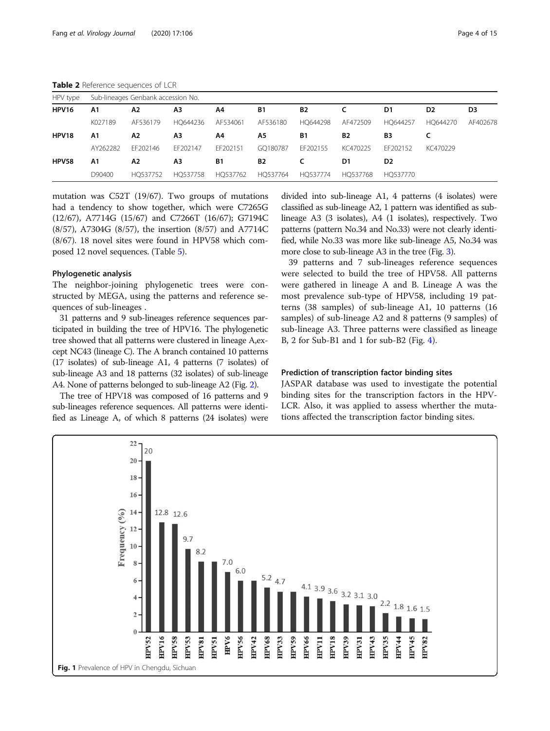**Table 2** Reference sequences of LCR

| HPV type | Sub-lineages Genbank accession No. | | | | | | | | | |
|---|---|---|---|---|---|---|---|---|---|---|
| **HPV16** | **A1** | **A2** | **A3** | **A4** | **B1** | **B2** | **C** | **D1** | **D2** | **D3** |
| | K027189 | AF536179 | HQ644236 | AF534061 | AF536180 | HQ644298 | AF472509 | HQ644257 | HQ644270 | AF402678 |
| **HPV18** | **A1** | **A2** | **A3** | **A4** | **A5** | **B1** | **B2** | **B3** | **C** | |
| | AY262282 | EF202146 | EF202147 | EF202151 | GQ180787 | EF202155 | KC470225 | EF202152 | KC470229 | |
| **HPV58** | **A1** | **A2** | **A3** | **B1** | **B2** | **C** | **D1** | **D2** | | |
| | D90400 | HQ537752 | HQ537758 | HQ537762 | HQ537764 | HQ537774 | HQ537768 | HQ537770 | | |

mutation was C52T (19/67). Two groups of mutations had a tendency to show together, which were C7265G (12/67), A7714G (15/67) and C7266T (16/67); G7194C (8/57), A7304G (8/57), the insertion (8/57) and A7714C (8/67). 18 novel sites were found in HPV58 which composed 12 novel sequences. (Table 5).

### Phylogenetic analysis

The neighbor-joining phylogenetic trees were constructed by MEGA, using the patterns and reference sequences of sub-lineages .

31 patterns and 9 sub-lineages reference sequences participated in building the tree of HPV16. The phylogenetic tree showed that all patterns were clustered in lineage A,except NC43 (lineage C). The A branch contained 10 patterns (17 isolates) of sub-lineage A1, 4 patterns (7 isolates) of sub-lineage A3 and 18 patterns (32 isolates) of sub-lineage A4. None of patterns belonged to sub-lineage A2 (Fig. 2).

The tree of HPV18 was composed of 16 patterns and 9 sub-lineages reference sequences. All patterns were identified as Lineage A, of which 8 patterns (24 isolates) were divided into sub-lineage A1, 4 patterns (4 isolates) were classified as sub-lineage A2, 1 pattern was identified as sub-lineage A3 (3 isolates), A4 (1 isolates), respectively. Two patterns (pattern No.34 and No.33) were not clearly identified, while No.33 was more like sub-lineage A5, No.34 was more close to sub-lineage A3 in the tree (Fig. 3).

39 patterns and 7 sub-lineages reference sequences were selected to build the tree of HPV58. All patterns were gathered in lineage A and B. Lineage A was the most prevalence sub-type of HPV58, including 19 patterns (38 samples) of sub-lineage A1, 10 patterns (16 samples) of sub-lineage A2 and 8 patterns (9 samples) of sub-lineage A3. Three patterns were classified as lineage B, 2 for Sub-B1 and 1 for sub-B2 (Fig. 4).

### Prediction of transcription factor binding sites

JASPAR database was used to investigate the potential binding sites for the transcription factors in the HPV-LCR. Also, it was applied to assess wherther the mutations affected the transcription factor binding sites.

| HPV type | Frequency (%) |
|---|---|
| HPV52 | 20 |
| HPV16 | 12.8 |
| HPV58 | 12.6 |
| HPV53 | 9.7 |
| HPV81 | 8.2 |
| HPV51 | 8.2 |
| HPV6 | 7.0 |
| HPV56 | 6.0 |
| HPV42 | 6.0 |
| HPV68 | 5.2 |
| HPV33 | 4.7 |
| HPV59 | 4.7 |
| HPV66 | 4.1 |
| HPV11 | 3.9 |
| HPV18 | 3.6 |
| HPV39 | 3.2 |
| HPV31 | 3.1 |
| HPV43 | 3.0 |
| HPV35 | 2.2 |
| HPV44 | 1.8 |
| HPV45 | 1.6 |
| HPV82 | 1.5 |

**Fig. 1** Prevalence of HPV in Chengdu, Sichuan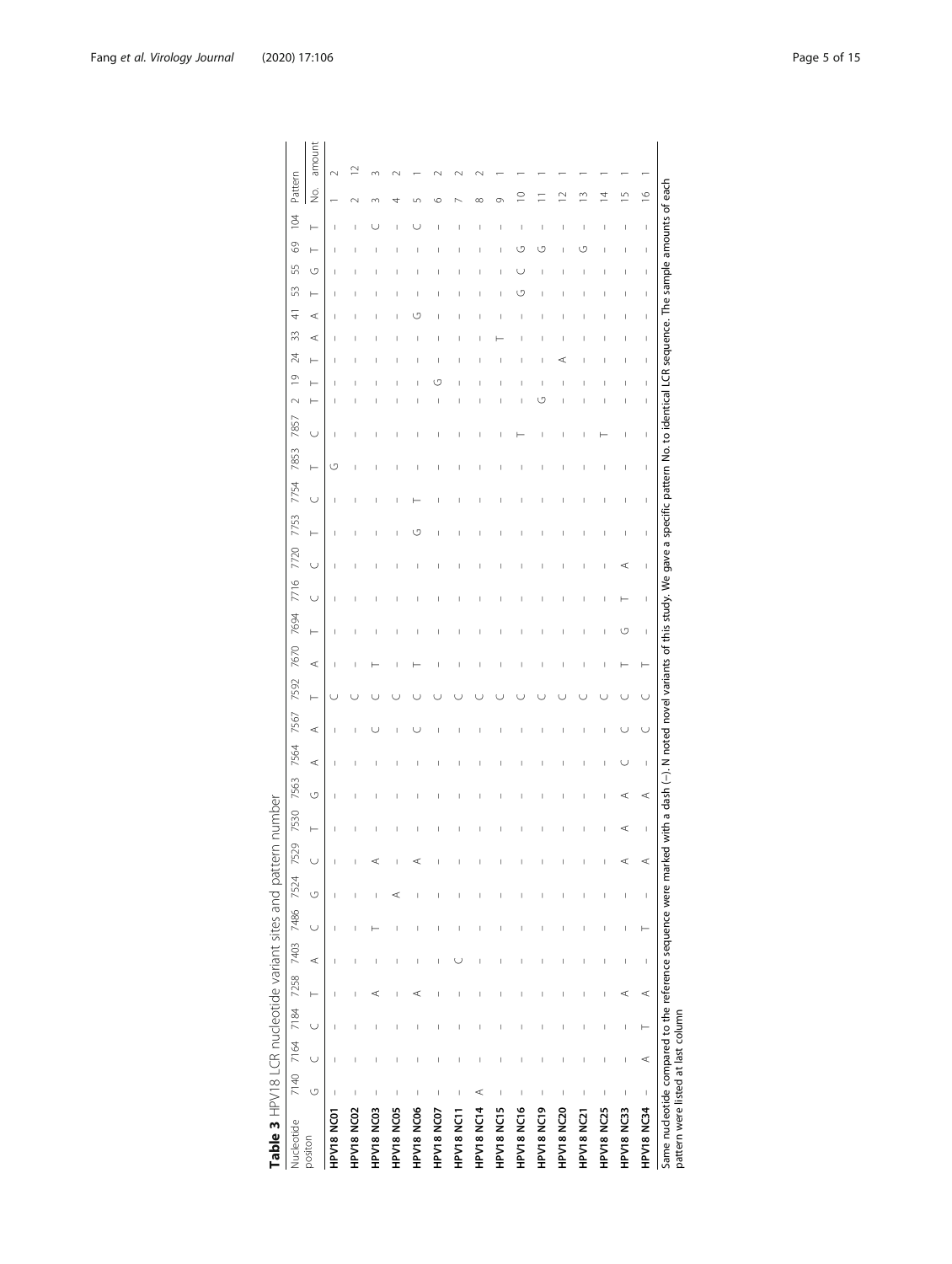**Table 3** HPV18 LCR nucleotide variant sites and pattern number

| Nucleotide positon | 7140 | 7164 | 7184 | 7258 | 7403 | 7486 | 7524 | 7529 | 7530 | 7563 | 7564 | 7567 | 7592 | 7670 | 7694 | 7716 | 7720 | 7753 | 7754 | 7853 | 7857 | 2 | 19 | 24 | 33 | 41 | 53 | 55 | 69 | 104 | Pattern | |
|---|---|---|---|---|---|---|---|---|---|---|---|---|---|---|---|---|---|---|---|---|---|---|---|---|---|---|---|---|---|---|---|---|
| | G | C | C | T | A | C | G | C | T | G | A | A | T | A | T | C | C | T | C | T | C | T | T | T | A | A | T | G | T | T | No. | amount |
| **HPV18 NC01** | – | – | – | – | – | – | – | – | – | – | – | – | C | – | – | – | – | – | – | G | – | – | – | – | – | – | – | – | – | – | 1 | 2 |
| **HPV18 NC02** | – | – | – | – | – | – | – | – | – | – | – | – | C | – | – | – | – | – | – | – | – | – | – | – | – | – | – | – | – | – | 2 | 12 |
| **HPV18 NC03** | – | – | – | A | – | T | – | A | – | – | – | C | C | T | – | – | – | – | – | – | – | – | – | – | – | – | – | – | – | C | 3 | 3 |
| **HPV18 NC05** | – | – | – | – | – | – | A | – | – | – | – | – | C | – | – | – | – | – | – | – | – | – | – | – | – | – | – | – | – | – | 4 | 2 |
| **HPV18 NC06** | – | – | – | A | – | – | – | A | – | – | – | C | C | T | – | – | – | G | T | – | – | – | – | – | – | G | – | – | – | C | 5 | 1 |
| **HPV18 NC07** | – | – | – | – | – | – | – | – | – | – | – | – | C | – | – | – | – | – | – | – | – | – | G | – | – | – | – | – | – | – | 6 | 2 |
| **HPV18 NC11** | – | – | – | – | C | – | – | – | – | – | – | – | C | – | – | – | – | – | – | – | – | – | – | – | – | – | – | – | – | – | 7 | 2 |
| **HPV18 NC14** | A | – | – | – | – | – | – | – | – | – | – | – | C | – | – | – | – | – | – | – | – | – | – | – | – | – | – | – | – | – | 8 | 2 |
| **HPV18 NC15** | – | – | – | – | – | – | – | – | – | – | – | – | C | – | – | – | – | – | – | – | – | – | – | – | T | – | – | – | – | – | 9 | 1 |
| **HPV18 NC16** | – | – | – | – | – | – | – | – | – | – | – | – | C | – | – | – | – | – | – | – | T | – | – | – | – | – | G | C | G | – | 10 | 1 |
| **HPV18 NC19** | – | – | – | – | – | – | – | – | – | – | – | – | C | – | – | – | – | – | – | – | – | G | – | – | – | – | – | – | G | – | 11 | 1 |
| **HPV18 NC20** | – | – | – | – | – | – | – | – | – | – | – | – | C | – | – | – | – | – | – | – | – | – | – | A | – | – | – | – | – | – | 12 | 1 |
| **HPV18 NC21** | – | – | – | – | – | – | – | – | – | – | – | – | C | – | – | – | – | – | – | – | – | – | – | – | – | – | – | – | G | – | 13 | 1 |
| **HPV18 NC25** | – | – | – | – | – | – | – | – | – | – | – | – | C | – | – | – | – | – | – | – | T | – | – | – | – | – | – | – | – | – | 14 | 1 |
| **HPV18 NC33** | – | – | – | A | – | – | – | A | A | A | C | C | C | T | G | T | A | – | – | – | – | – | – | – | – | – | – | – | – | – | 15 | 1 |
| **HPV18 NC34** | – | A | T | A | – | T | – | A | – | A | – | C | C | T | – | – | – | – | – | – | – | – | – | – | – | – | – | – | – | – | 16 | 1 |

Same nucleotide compared to the reference sequence were marked with a dash (–). N noted novel variants of this study. We gave a specific pattern No. to identical LCR sequence. The sample amounts of each pattern were listed at last column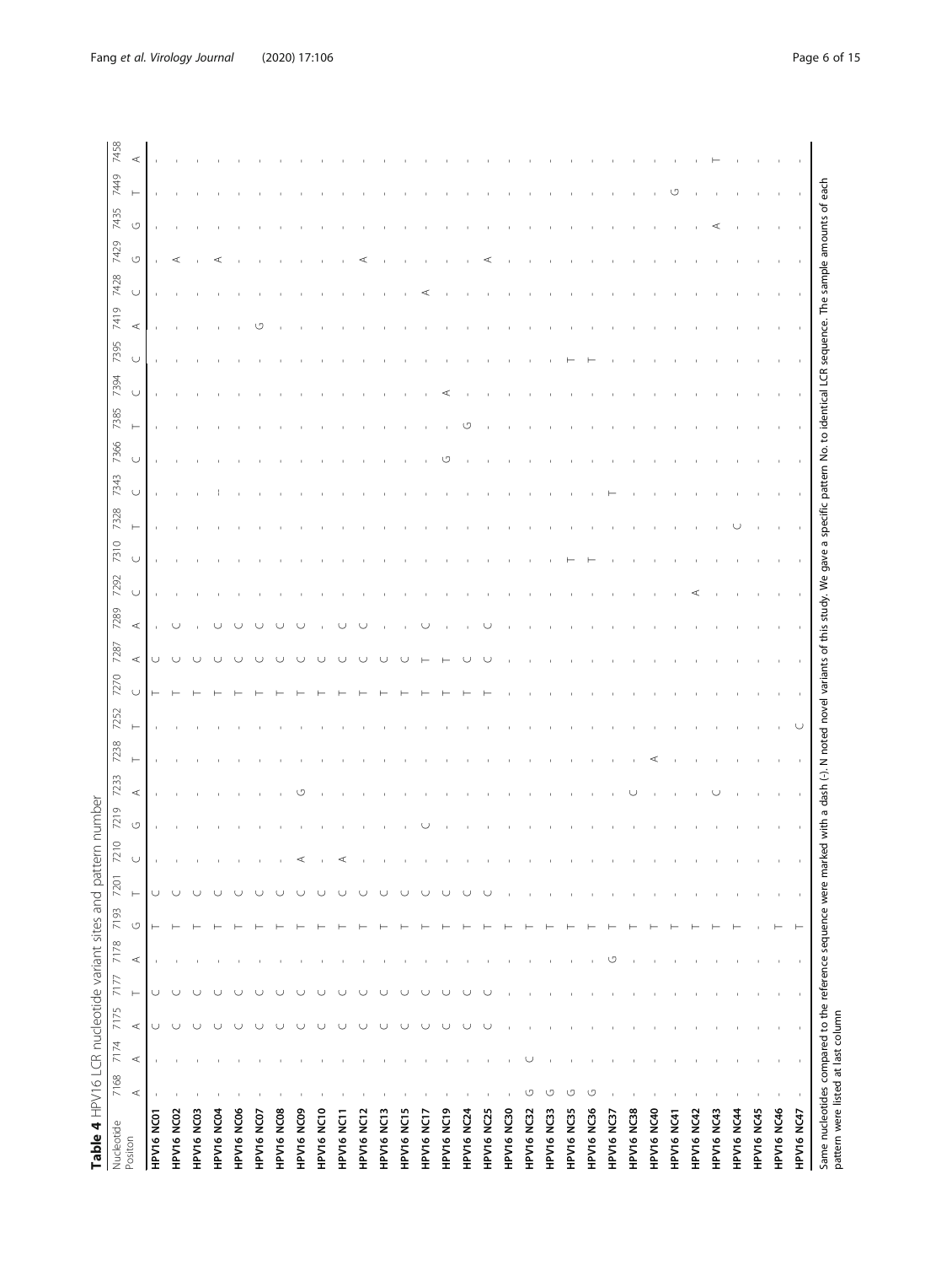**Table 4** HPV16 LCR nucleotide variant sites and pattern number

| Nucleotide Positon | 7168 | 7174 | 7175 | 7177 | 7178 | 7193 | 7201 | 7210 | 7219 | 7233 | 7238 | 7252 | 7270 | 7287 | 7289 | 7292 | 7310 | 7328 | 7343 | 7366 | 7385 | 7394 | 7395 | 7419 | 7428 | 7429 | 7435 | 7449 | 7458 |
|---|---|---|---|---|---|---|---|---|---|---|---|---|---|---|---|---|---|---|---|---|---|---|---|---|---|---|---|---|---|
| | A | A | A | T | A | G | T | C | G | A | T | T | C | A | A | C | C | T | C | C | T | C | C | A | C | G | G | T | A |
| **HPV16 NC01** | - | - | C | C | - | T | C | - | - | - | - | - | T | C | - | - | - | - | - | - | - | - | - | - | - | - | - | - | - |
| **HPV16 NC02** | - | - | C | C | - | T | C | - | - | - | - | - | T | C | C | - | - | - | - | - | - | - | - | - | - | A | - | - | - |
| **HPV16 NC03** | - | - | C | C | - | T | C | - | - | - | - | - | T | C | - | - | - | - | - | - | - | - | - | - | - | - | - | - | - |
| **HPV16 NC04** | - | - | C | C | - | T | C | - | - | - | - | - | T | C | C | - | - | - | - | - | - | - | - | - | - | A | - | - | - |
| **HPV16 NC06** | - | - | C | C | - | T | C | - | - | - | - | - | T | C | C | - | - | - | - | - | - | - | - | - | - | - | - | - | - |
| **HPV16 NC07** | - | - | C | C | - | T | C | - | - | - | - | - | T | C | C | - | - | - | - | - | - | - | - | G | - | - | - | - | - |
| **HPV16 NC08** | - | - | C | C | - | T | C | - | - | - | - | - | T | C | C | - | - | - | - | - | - | - | - | - | - | - | - | - | - |
| **HPV16 NC09** | - | - | C | C | - | T | C | A | - | G | - | - | T | C | C | - | - | - | - | - | - | - | - | - | - | - | - | - | - |
| **HPV16 NC10** | - | - | C | C | - | T | C | - | - | - | - | - | T | C | - | - | - | - | - | - | - | - | - | - | - | - | - | - | - |
| **HPV16 NC11** | - | - | C | C | - | T | C | A | - | - | - | - | T | C | C | - | - | - | - | - | - | - | - | - | - | - | - | - | - |
| **HPV16 NC12** | - | - | C | C | - | T | C | - | - | - | - | - | T | C | C | - | - | - | - | - | - | - | - | - | - | A | - | - | - |
| **HPV16 NC13** | - | - | C | C | - | T | C | - | - | - | - | - | T | C | - | - | - | - | - | - | - | - | - | - | - | - | - | - | - |
| **HPV16 NC15** | - | - | C | C | - | T | C | - | C | - | - | - | T | C | - | - | - | - | - | - | - | - | - | - | - | - | - | - | - |
| **HPV16 NC17** | - | - | C | C | - | T | C | - | - | - | - | - | T | T | C | - | - | - | - | - | - | - | - | - | A | - | - | - | - |
| **HPV16 NC19** | - | - | C | C | - | T | C | - | - | - | - | - | T | T | - | - | - | - | - | G | - | A | - | - | - | - | - | - | - |
| **HPV16 NC24** | - | - | C | C | - | T | C | - | - | - | - | - | T | C | - | - | - | - | - | - | G | - | - | - | - | - | - | - | - |
| **HPV16 NC25** | - | - | C | C | - | T | C | - | - | - | - | - | T | C | C | - | - | - | - | - | - | - | - | - | - | A | - | - | - |
| **HPV16 NC30** | - | - | - | - | - | T | - | - | - | - | - | - | - | - | - | - | - | - | - | - | - | - | - | - | - | - | - | - | - |
| **HPV16 NC32** | G | C | - | - | - | T | - | - | - | - | - | - | - | - | - | - | - | - | - | - | - | - | - | - | - | - | - | - | - |
| **HPV16 NC33** | G | - | - | - | - | T | - | - | - | - | - | - | - | - | - | - | - | - | - | - | - | - | - | - | - | - | - | - | - |
| **HPV16 NC35** | G | - | - | - | - | T | - | - | - | - | - | - | - | - | - | - | T | - | - | - | - | - | T | - | - | - | - | - | - |
| **HPV16 NC36** | G | - | - | - | - | T | - | - | - | - | - | - | - | - | - | - | T | - | - | - | - | - | T | - | - | - | - | - | - |
| **HPV16 NC37** | - | - | - | - | G | T | - | - | - | - | - | - | - | - | - | - | - | - | T | - | - | - | - | - | - | - | - | - | - |
| **HPV16 NC38** | - | - | - | - | - | T | - | - | - | C | - | - | - | - | - | - | - | - | - | - | - | - | - | - | - | - | - | - | - |
| **HPV16 NC40** | - | - | - | - | - | T | - | - | - | - | A | - | - | - | - | - | - | - | - | - | - | - | - | - | - | - | - | - | - |
| **HPV16 NC41** | - | - | - | - | - | T | - | - | - | - | - | - | - | - | - | - | - | - | - | - | - | - | - | - | - | - | - | G | - |
| **HPV16 NC42** | - | - | - | - | - | T | - | - | - | - | - | - | - | - | - | A | - | - | - | - | - | - | - | - | - | - | - | - | - |
| **HPV16 NC43** | - | - | - | - | - | T | - | - | - | C | - | - | - | - | - | - | - | - | - | - | - | - | - | - | - | - | A | - | T |
| **HPV16 NC44** | - | - | - | - | - | T | - | - | - | - | - | - | - | - | - | - | - | C | - | - | - | - | - | - | - | - | - | - | - |
| **HPV16 NC45** | - | - | - | - | - | - | - | - | - | - | - | - | - | - | - | - | - | - | - | - | - | - | - | - | - | - | - | - | - |
| **HPV16 NC46** | - | - | - | - | - | T | - | - | - | - | - | - | - | - | - | - | - | - | - | - | - | - | - | - | - | - | - | - | - |
| **HPV16 NC47** | - | - | - | - | - | T | - | - | - | - | - | C | - | - | - | - | - | - | - | - | - | - | - | - | - | - | - | - | - |

Same nucleotides compared to the reference sequence were marked with a dash (-). N noted novel variants of this study. We gave a specific pattern No. to identical LCR sequence. The sample amounts of each pattern were listed at last column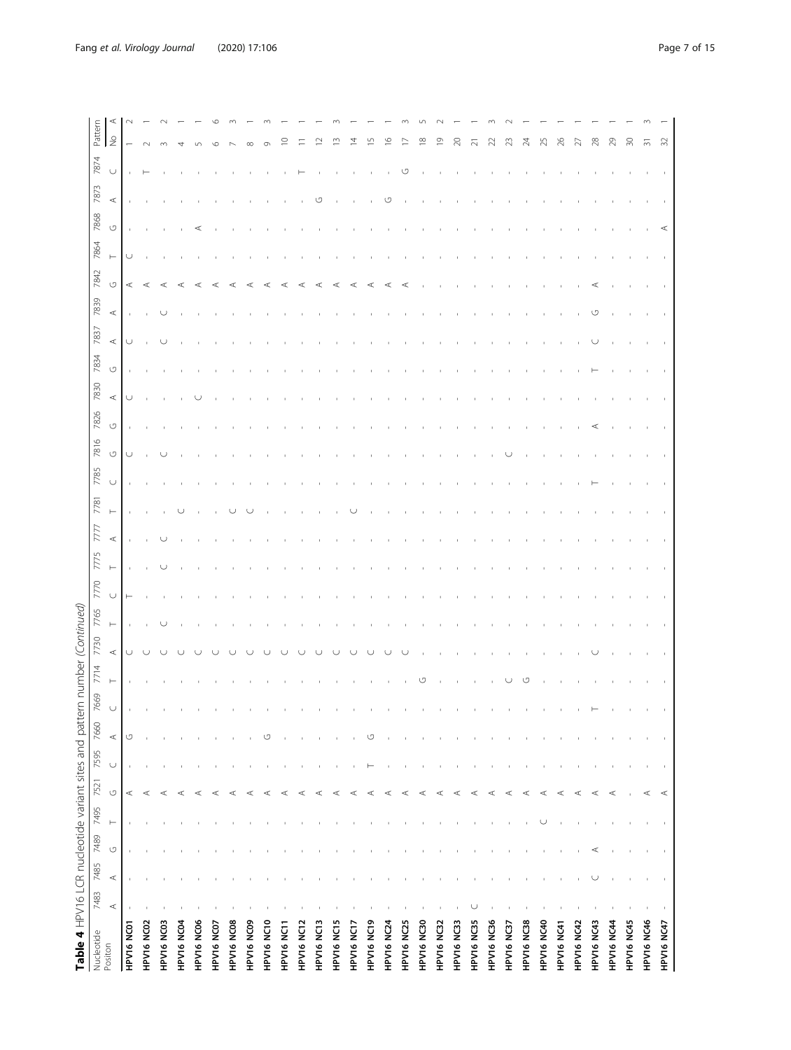**Table 4** HPV16 LCR nucleotide variant sites and pattern number *(Continued)*

| Nucleotide Position | 7483 | 7485 | 7489 | 7495 | 7521 | 7595 | 7660 | 7669 | 7714 | 7730 | 7765 | 7770 | 7775 | 7777 | 7781 | 7785 | 7816 | 7826 | 7830 | 7834 | 7837 | 7839 | 7842 | 7864 | 7868 | 7873 | 7874 | Pattern | |
|---|---|---|---|---|---|---|---|---|---|---|---|---|---|---|---|---|---|---|---|---|---|---|---|---|---|---|---|---|---|
| | A | A | G | T | G | C | A | C | T | A | T | C | T | A | T | C | G | G | A | G | A | A | G | T | G | A | C | No | A |
| **HPV16 NC01** | . | . | . | . | A | . | G | . | . | C | . | T | . | . | . | . | C | . | C | . | C | . | A | C | . | . | . | 1 | 2 |
| **HPV16 NC02** | . | . | . | . | A | . | . | . | . | C | . | . | . | . | . | . | . | . | . | . | . | . | A | . | . | . | T | 2 | 1 |
| **HPV16 NC03** | . | . | . | . | A | . | . | . | . | C | C | . | C | C | . | . | C | . | . | . | C | C | A | . | . | . | . | 3 | 2 |
| **HPV16 NC04** | . | . | . | . | A | . | . | . | . | C | . | . | . | . | C | . | . | . | . | . | . | . | A | . | . | . | . | 4 | 1 |
| **HPV16 NC06** | . | . | . | . | A | . | . | . | . | C | . | . | . | . | . | . | . | . | C | . | . | . | A | . | A | . | . | 5 | 1 |
| **HPV16 NC07** | . | . | . | . | A | . | . | . | . | C | . | . | . | . | . | . | . | . | . | . | . | . | A | . | . | . | . | 6 | 6 |
| **HPV16 NC08** | . | . | . | . | A | . | . | . | . | C | . | . | . | . | C | . | . | . | . | . | . | . | A | . | . | . | . | 7 | 3 |
| **HPV16 NC09** | . | . | . | . | A | . | . | . | . | C | . | . | . | . | C | . | . | . | . | . | . | . | A | . | . | . | . | 8 | 1 |
| **HPV16 NC10** | . | . | . | . | A | . | G | . | . | C | . | . | . | . | . | . | . | . | . | . | . | . | A | . | . | . | . | 9 | 3 |
| **HPV16 NC11** | . | . | . | . | A | . | . | . | . | C | . | . | . | . | . | . | . | . | . | . | . | . | A | . | . | . | . | 10 | 1 |
| **HPV16 NC12** | . | . | . | . | A | . | . | . | . | C | . | . | . | . | . | . | . | . | . | . | . | . | A | . | . | . | T | 11 | 1 |
| **HPV16 NC13** | . | . | . | . | A | . | . | . | . | C | . | . | . | . | . | . | . | . | . | . | . | . | A | . | . | G | . | 12 | 1 |
| **HPV16 NC15** | . | . | . | . | A | . | . | . | . | C | . | . | . | . | . | . | . | . | . | . | . | . | A | . | . | . | . | 13 | 3 |
| **HPV16 NC17** | . | . | . | . | A | . | . | . | . | C | . | . | . | . | C | . | . | . | . | . | . | . | A | . | . | . | . | 14 | 1 |
| **HPV16 NC19** | . | . | . | . | A | T | G | . | . | C | . | . | . | . | . | . | . | . | . | . | . | . | A | . | . | . | . | 15 | 1 |
| **HPV16 NC24** | . | . | . | . | A | . | . | . | . | C | . | . | . | . | . | . | . | . | . | . | . | . | A | . | . | G | . | 16 | 1 |
| **HPV16 NC25** | . | . | . | . | A | . | . | . | . | C | . | . | . | . | . | . | . | . | . | . | . | . | A | . | . | . | G | 17 | 3 |
| **HPV16 NC30** | . | . | . | . | A | . | . | . | G | . | . | . | . | . | . | . | . | . | . | . | . | . | . | . | . | . | . | 18 | 5 |
| **HPV16 NC32** | . | . | . | . | A | . | . | . | . | . | . | . | . | . | . | . | . | . | . | . | . | . | . | . | . | . | . | 19 | 2 |
| **HPV16 NC33** | . | . | . | . | A | . | . | . | . | . | . | . | . | . | . | . | . | . | . | . | . | . | . | . | . | . | . | 20 | 1 |
| **HPV16 NC35** | C | . | . | . | A | . | . | . | . | . | . | . | . | . | . | . | . | . | . | . | . | . | . | . | . | . | . | 21 | 1 |
| **HPV16 NC36** | . | . | . | . | A | . | . | . | . | . | . | . | . | . | . | . | . | . | . | . | . | . | . | . | . | . | . | 22 | 3 |
| **HPV16 NC37** | . | . | . | . | A | . | . | . | C | . | . | . | . | . | . | . | C | . | . | . | . | . | . | . | . | . | . | 23 | 2 |
| **HPV16 NC38** | . | . | . | . | A | . | . | . | G | . | . | . | . | . | . | . | . | . | . | . | . | . | . | . | . | . | . | 24 | 1 |
| **HPV16 NC40** | . | . | . | C | A | . | . | . | . | . | . | . | . | . | . | . | . | . | . | . | . | . | . | . | . | . | . | 25 | 1 |
| **HPV16 NC41** | . | . | . | . | A | . | . | . | . | . | . | . | . | . | . | . | . | . | . | . | . | . | . | . | . | . | . | 26 | 1 |
| **HPV16 NC42** | . | . | . | . | A | . | . | . | . | . | . | . | . | . | . | . | . | . | . | . | . | . | . | . | . | . | . | 27 | 1 |
| **HPV16 NC43** | . | C | A | . | A | . | . | T | . | C | . | . | . | . | . | T | . | A | . | T | C | G | A | . | . | . | . | 28 | 1 |
| **HPV16 NC44** | . | . | . | . | A | . | . | . | . | . | . | . | . | . | . | . | . | . | . | . | . | . | . | . | . | . | . | 29 | 1 |
| **HPV16 NC45** | . | . | . | . | . | . | . | . | . | . | . | . | . | . | . | . | . | . | . | . | . | . | . | . | . | . | . | 30 | 1 |
| **HPV16 NC46** | . | . | . | . | A | . | . | . | . | . | . | . | . | . | . | . | . | . | . | . | . | . | . | . | . | . | . | 31 | 3 |
| **HPV16 NC47** | . | . | . | . | A | . | . | . | . | . | . | . | . | . | . | . | . | . | . | . | . | . | . | . | A | . | . | 32 | 1 |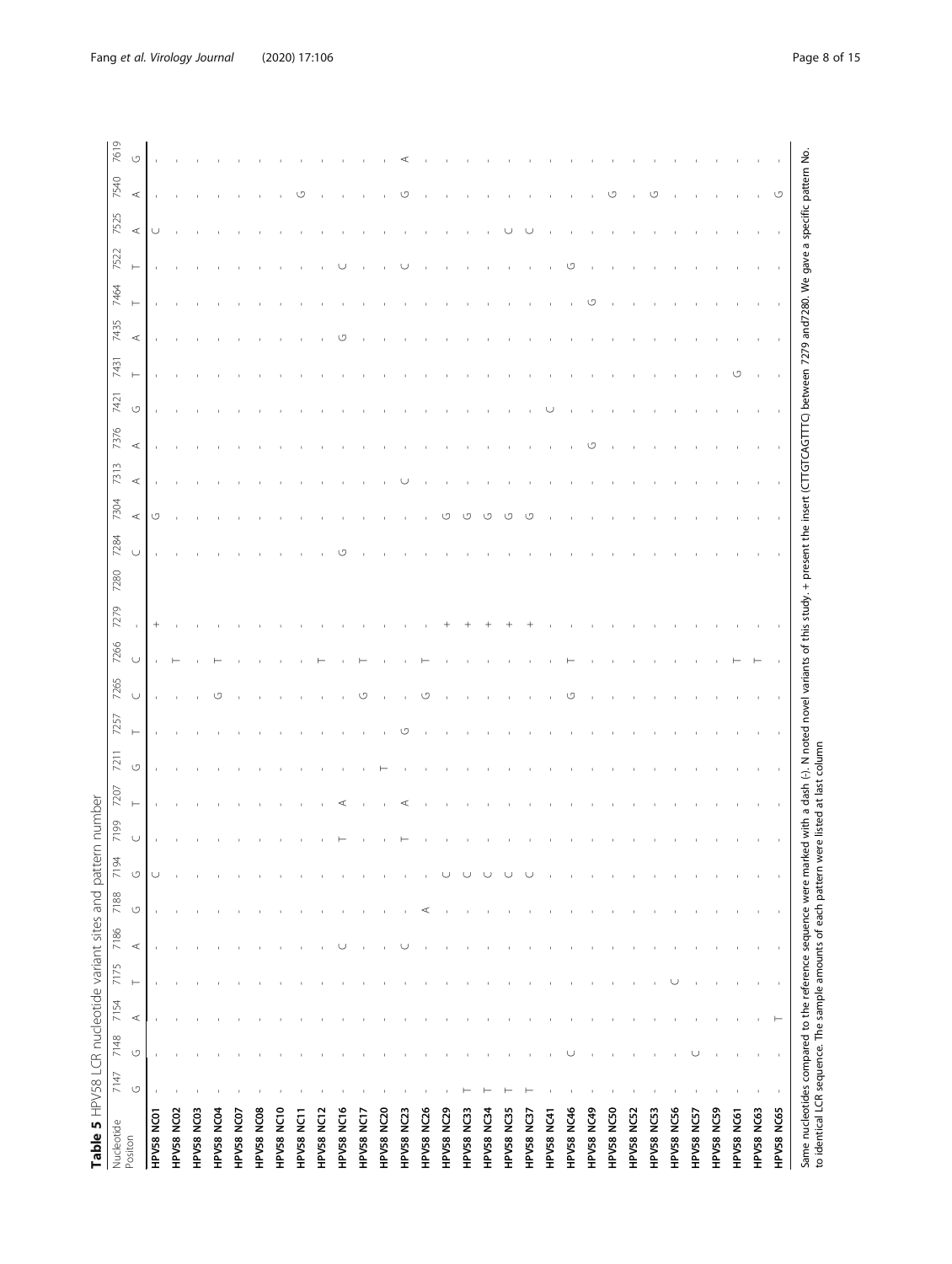**Table 5** HPV58 LCR nucleotide variant sites and pattern number

| Nucleotide Positon | 7147 | 7148 | 7154 | 7175 | 7186 | 7188 | 7194 | 7199 | 7207 | 7211 | 7257 | 7265 | 7266 | 7279 | 7280 | 7284 | 7304 | 7313 | 7376 | 7421 | 7431 | 7435 | 7464 | 7522 | 7525 | 7540 | 7619 |
|---|---|---|---|---|---|---|---|---|---|---|---|---|---|---|---|---|---|---|---|---|---|---|---|---|---|---|---|
| | G | G | A | T | A | G | G | C | T | G | T | C | C | - | | C | A | A | A | G | T | A | T | T | A | A | G |
| **HPV58 NC01** | - | - | - | - | - | - | C | - | - | - | - | - | - | + | | - | G | - | - | - | - | - | - | - | C | - | - |
| **HPV58 NC02** | - | - | - | - | - | - | - | - | - | - | - | - | T | - | | - | - | - | - | - | - | - | - | - | - | - | - |
| **HPV58 NC03** | - | - | - | - | - | - | - | - | - | - | - | - | - | - | | - | - | - | - | - | - | - | - | - | - | - | - |
| **HPV58 NC04** | - | - | - | - | - | - | - | - | - | - | - | G | T | - | | - | - | - | - | - | - | - | - | - | - | - | - |
| **HPV58 NC07** | - | - | - | - | - | - | - | - | - | - | - | - | - | - | | - | - | - | - | - | - | - | - | - | - | - | - |
| **HPV58 NC08** | - | - | - | - | - | - | - | - | - | - | - | - | - | - | | - | - | - | - | - | - | - | - | - | - | - | - |
| **HPV58 NC10** | - | - | - | - | - | - | - | - | - | - | - | - | - | - | | - | - | - | - | - | - | - | - | - | - | - | - |
| **HPV58 NC11** | - | - | - | - | - | - | - | - | - | - | - | - | - | - | | - | - | - | - | - | - | - | - | - | - | G | - |
| **HPV58 NC12** | - | - | - | - | - | - | - | - | - | - | - | - | T | - | | - | - | - | - | - | - | - | - | - | - | - | - |
| **HPV58 NC16** | - | - | - | - | C | - | - | T | A | - | - | - | - | - | | G | - | - | - | - | - | G | - | C | - | - | - |
| **HPV58 NC17** | - | - | - | - | - | - | - | - | - | - | - | G | T | - | | - | - | - | - | - | - | - | - | - | - | - | - |
| **HPV58 NC20** | - | - | - | - | - | - | - | - | - | T | - | - | - | - | | - | - | - | - | - | - | - | - | - | - | - | - |
| **HPV58 NC23** | - | - | - | - | C | - | - | T | A | - | G | - | - | - | | - | - | C | - | - | - | - | - | C | - | G | A |
| **HPV58 NC26** | - | - | - | - | - | A | - | - | - | - | - | G | T | - | | - | - | - | - | - | - | - | - | - | - | - | - |
| **HPV58 NC29** | - | - | - | - | - | - | C | - | - | - | - | - | - | + | | - | G | - | - | - | - | - | - | - | - | - | - |
| **HPV58 NC33** | T | - | - | - | - | - | C | - | - | - | - | - | - | + | | - | G | - | - | - | - | - | - | - | - | - | - |
| **HPV58 NC34** | T | - | - | - | - | - | C | - | - | - | - | - | - | + | | - | G | - | - | - | - | - | - | - | - | - | - |
| **HPV58 NC35** | T | - | - | - | - | - | C | - | - | - | - | - | - | + | | - | G | - | - | - | - | - | - | - | C | - | - |
| **HPV58 NC37** | T | - | - | - | - | - | C | - | - | - | - | - | - | + | | - | G | - | - | - | - | - | - | - | C | - | - |
| **HPV58 NC41** | - | - | - | - | - | - | - | - | - | - | - | - | - | - | | - | - | - | - | C | - | - | - | - | - | - | - |
| **HPV58 NC46** | - | C | - | - | - | - | - | - | - | - | - | G | T | - | | - | - | - | - | - | - | - | - | G | - | - | - |
| **HPV58 NC49** | - | - | - | - | - | - | - | - | - | - | - | - | - | - | | - | - | - | G | - | - | - | G | - | - | - | - |
| **HPV58 NC50** | - | - | - | - | - | - | - | - | - | - | - | - | - | - | | - | - | - | - | - | - | - | - | - | - | G | - |
| **HPV58 NC52** | - | - | - | - | - | - | - | - | - | - | - | - | - | - | | - | - | - | - | - | - | - | - | - | - | - | - |
| **HPV58 NC53** | - | - | - | - | - | - | - | - | - | - | - | - | - | - | | - | - | - | - | - | - | - | - | - | - | G | - |
| **HPV58 NC56** | - | - | - | C | - | - | - | - | - | - | - | - | - | - | | - | - | - | - | - | - | - | - | - | - | - | - |
| **HPV58 NC57** | - | C | - | - | - | - | - | - | - | - | - | - | - | - | | - | - | - | - | - | - | - | - | - | - | - | - |
| **HPV58 NC59** | - | - | - | - | - | - | - | - | - | - | - | - | - | - | | - | - | - | - | - | - | - | - | - | - | - | - |
| **HPV58 NC61** | - | - | - | - | - | - | - | - | - | - | - | - | T | - | | - | - | - | - | - | G | - | - | - | - | - | - |
| **HPV58 NC63** | - | - | - | - | - | - | - | - | - | - | - | - | T | - | | - | - | - | - | - | - | - | - | - | - | - | - |
| **HPV58 NC65** | - | - | T | - | - | - | - | - | - | - | - | - | - | - | | - | - | - | - | - | - | - | - | - | - | G | - |

Same nucleotides compared to the reference sequence were marked with a dash (-). N noted novel variants of this study. + present the insert (CTTGTCAGTTTC) between 7279 and7280. We gave a specific pattern No. to identical LCR sequence. The sample amounts of each pattern were listed at last column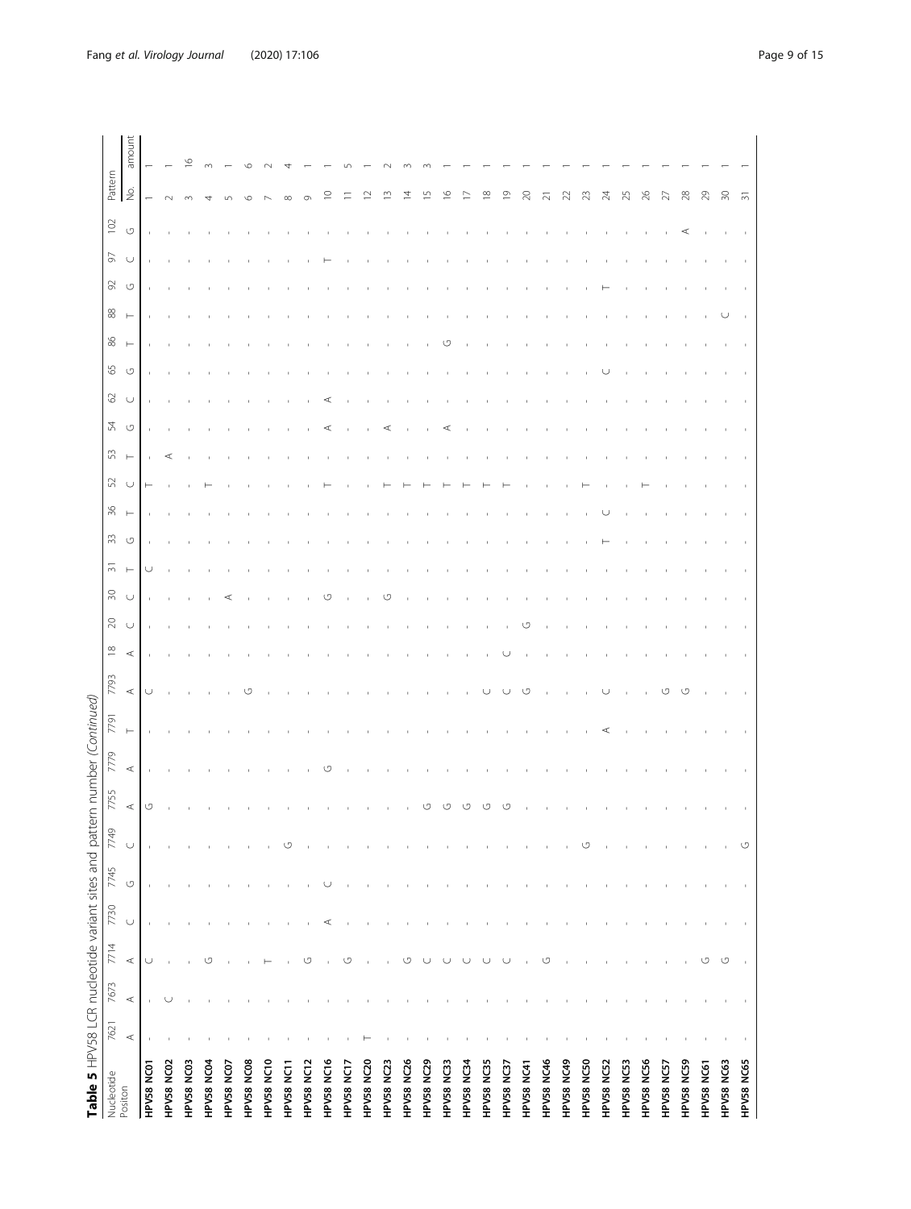**Table 5** HPV58 LCR nucleotide variant sites and pattern number *(Continued)*

| Nucleotide Positon | 7621 | 7673 | 7714 | 7730 | 7745 | 7749 | 7755 | 7779 | 7791 | 7793 | 18 | 20 | 30 | 31 | 33 | 36 | 52 | 53 | 54 | 62 | 65 | 86 | 88 | 92 | 97 | 102 | Pattern | |
|---|---|---|---|---|---|---|---|---|---|---|---|---|---|---|---|---|---|---|---|---|---|---|---|---|---|---|---|---|
| | A | A | A | C | G | C | A | A | T | A | A | C | C | T | G | T | C | T | G | C | G | T | T | G | C | G | No. | amount |
| **HPV58 NC01** | . | . | C | . | . | . | G | . | . | C | . | . | . | C | . | . | T | . | . | . | . | . | . | . | . | . | 1 | 1 |
| **HPV58 NC02** | . | C | . | . | . | . | . | . | . | . | . | . | . | . | . | . | . | A | . | . | . | . | . | . | . | . | 2 | 1 |
| **HPV58 NC03** | . | . | . | . | . | . | . | . | . | . | . | . | . | . | . | . | . | . | . | . | . | . | . | . | . | . | 3 | 16 |
| **HPV58 NC04** | . | . | G | . | . | . | . | . | . | . | . | . | . | . | . | . | T | . | . | . | . | . | . | . | . | . | 4 | 3 |
| **HPV58 NC07** | . | . | . | . | . | . | . | . | . | . | . | . | A | . | . | . | . | . | . | . | . | . | . | . | . | . | 5 | 1 |
| **HPV58 NC08** | . | . | . | . | . | . | . | . | . | G | . | . | . | . | . | . | . | . | . | . | . | . | . | . | . | . | 6 | 6 |
| **HPV58 NC10** | . | . | T | . | . | . | . | . | . | . | . | . | . | . | . | . | . | . | . | . | . | . | . | . | . | . | 7 | 2 |
| **HPV58 NC11** | . | . | . | . | . | G | . | . | . | . | . | . | . | . | . | . | . | . | . | . | . | . | . | . | . | . | 8 | 4 |
| **HPV58 NC12** | . | . | G | . | . | . | . | G | . | . | . | . | . | . | . | . | . | . | . | . | . | . | . | . | . | . | 9 | 1 |
| **HPV58 NC16** | . | . | . | A | C | . | . | . | . | . | . | . | G | . | . | . | T | . | A | A | . | . | . | . | T | . | 10 | 1 |
| **HPV58 NC17** | . | . | G | . | . | . | . | . | . | . | . | . | . | . | . | . | . | . | . | . | . | . | . | . | . | . | 11 | 5 |
| **HPV58 NC20** | T | . | . | . | . | . | . | . | . | . | . | . | . | . | . | . | . | . | . | . | . | . | . | . | . | . | 12 | 1 |
| **HPV58 NC23** | . | . | . | . | . | . | . | . | . | . | . | . | G | . | . | . | T | . | A | . | . | . | . | . | . | . | 13 | 2 |
| **HPV58 NC26** | . | . | G | . | . | . | . | . | . | . | . | . | . | . | . | . | T | . | . | . | . | . | . | . | . | . | 14 | 3 |
| **HPV58 NC29** | . | . | C | . | . | . | G | . | . | . | . | . | . | . | . | . | T | . | . | . | . | . | . | . | . | . | 15 | 3 |
| **HPV58 NC33** | . | . | C | . | . | . | G | . | . | . | . | . | . | . | . | . | T | . | A | . | . | G | . | . | . | . | 16 | 1 |
| **HPV58 NC34** | . | . | C | . | . | . | G | . | . | . | . | . | . | . | . | . | T | . | . | . | . | . | . | . | . | . | 17 | 1 |
| **HPV58 NC35** | . | . | C | . | . | . | G | . | . | C | . | . | . | . | . | . | T | . | . | . | . | . | . | . | . | . | 18 | 1 |
| **HPV58 NC37** | . | . | C | . | . | . | G | . | . | C | C | . | . | . | . | . | T | . | . | . | . | . | . | . | . | . | 19 | 1 |
| **HPV58 NC41** | . | . | . | . | . | . | . | . | . | G | . | G | . | . | . | . | . | . | . | . | . | . | . | . | . | . | 20 | 1 |
| **HPV58 NC46** | . | . | G | . | . | . | . | . | . | . | . | . | . | . | . | . | . | . | . | . | . | . | . | . | . | . | 21 | 1 |
| **HPV58 NC49** | . | . | . | . | . | . | . | . | . | . | . | . | . | . | . | . | . | . | . | . | . | . | . | . | . | . | 22 | 1 |
| **HPV58 NC50** | . | . | . | . | . | G | . | . | . | . | . | . | . | . | . | . | T | . | . | . | . | . | . | . | . | . | 23 | 1 |
| **HPV58 NC52** | . | . | . | . | . | . | . | . | A | C | . | . | . | . | T | C | . | . | . | . | C | . | . | T | . | . | 24 | 1 |
| **HPV58 NC53** | . | . | . | . | . | . | . | . | . | . | . | . | . | . | . | . | . | . | . | . | . | . | . | . | . | . | 25 | 1 |
| **HPV58 NC56** | . | . | . | . | . | . | . | . | . | . | . | . | . | . | . | . | T | . | . | . | . | . | . | . | . | . | 26 | 1 |
| **HPV58 NC57** | . | . | . | . | . | . | . | . | . | G | . | . | . | . | . | . | . | . | . | . | . | . | . | . | . | . | 27 | 1 |
| **HPV58 NC59** | . | . | . | . | . | . | . | . | . | G | . | . | . | . | . | . | . | . | . | . | . | . | . | . | . | A | 28 | 1 |
| **HPV58 NC61** | . | . | G | . | . | . | . | . | . | . | . | . | . | . | . | . | . | . | . | . | . | . | . | . | . | . | 29 | 1 |
| **HPV58 NC63** | . | . | G | . | . | . | . | . | . | . | . | . | . | . | . | . | . | . | . | . | . | . | C | . | . | . | 30 | 1 |
| **HPV58 NC65** | . | . | . | . | . | G | . | . | . | . | . | . | . | . | . | . | . | . | . | . | . | . | . | . | . | . | 31 | 1 |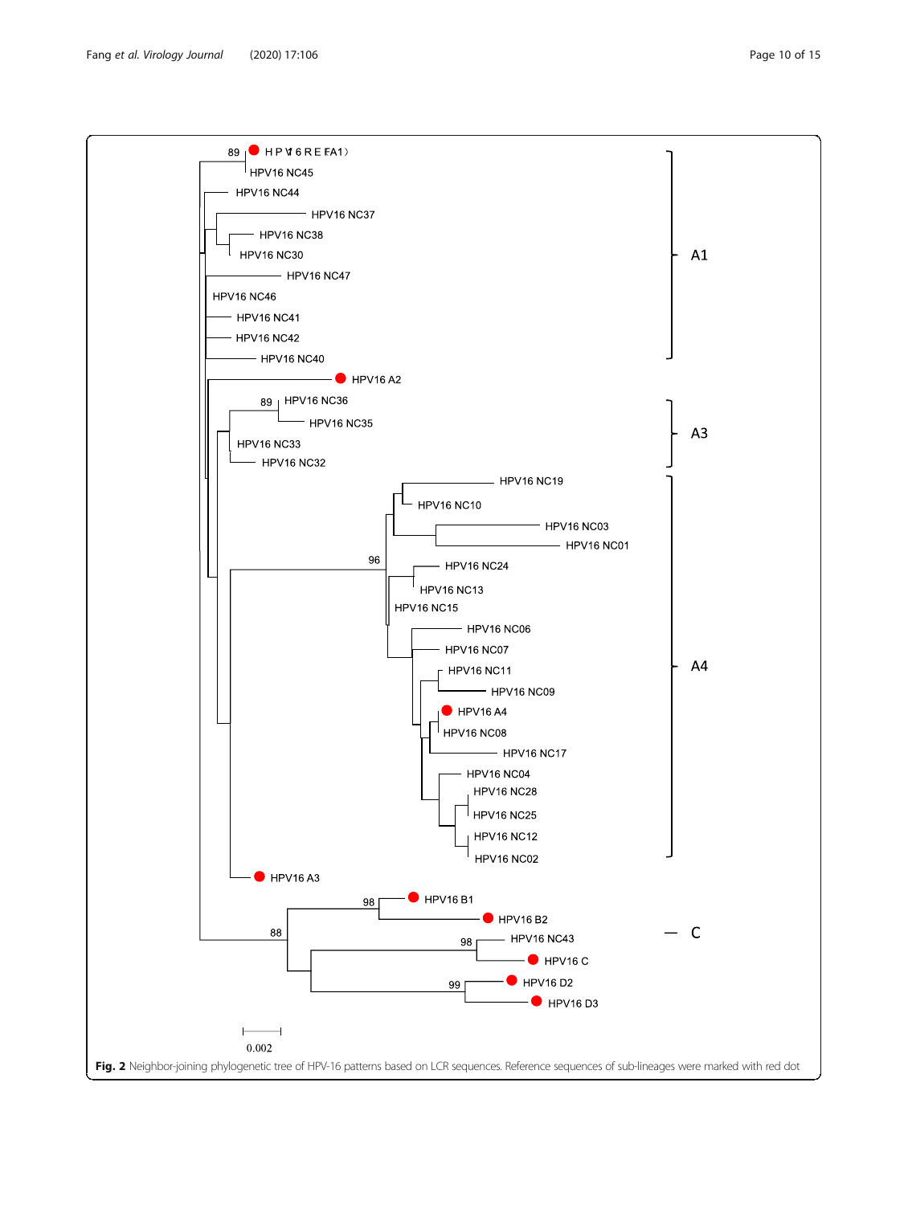89 HPV16 REF (A1)

HPV16 NC45

HPV16 NC44

HPV16 NC37

HPV16 NC38

HPV16 NC30

HPV16 NC47

HPV16 NC46

HPV16 NC41

HPV16 NC42

HPV16 NC40

A1

HPV16 A2

89 HPV16 NC36

HPV16 NC35

HPV16 NC33

HPV16 NC32

A3

HPV16 NC19

HPV16 NC10

HPV16 NC03

HPV16 NC01

96

HPV16 NC24

HPV16 NC13

HPV16 NC15

HPV16 NC06

HPV16 NC07

HPV16 NC11

HPV16 NC09

HPV16 A4

HPV16 NC08

HPV16 NC17

HPV16 NC04

HPV16 NC28

HPV16 NC25

HPV16 NC12

HPV16 NC02

A4

HPV16 A3

98 HPV16 B1

HPV16 B2

88

98 HPV16 NC43

HPV16 C

C

99 HPV16 D2

HPV16 D3

0.002

**Fig. 2** Neighbor-joining phylogenetic tree of HPV-16 patterns based on LCR sequences. Reference sequences of sub-lineages were marked with red dot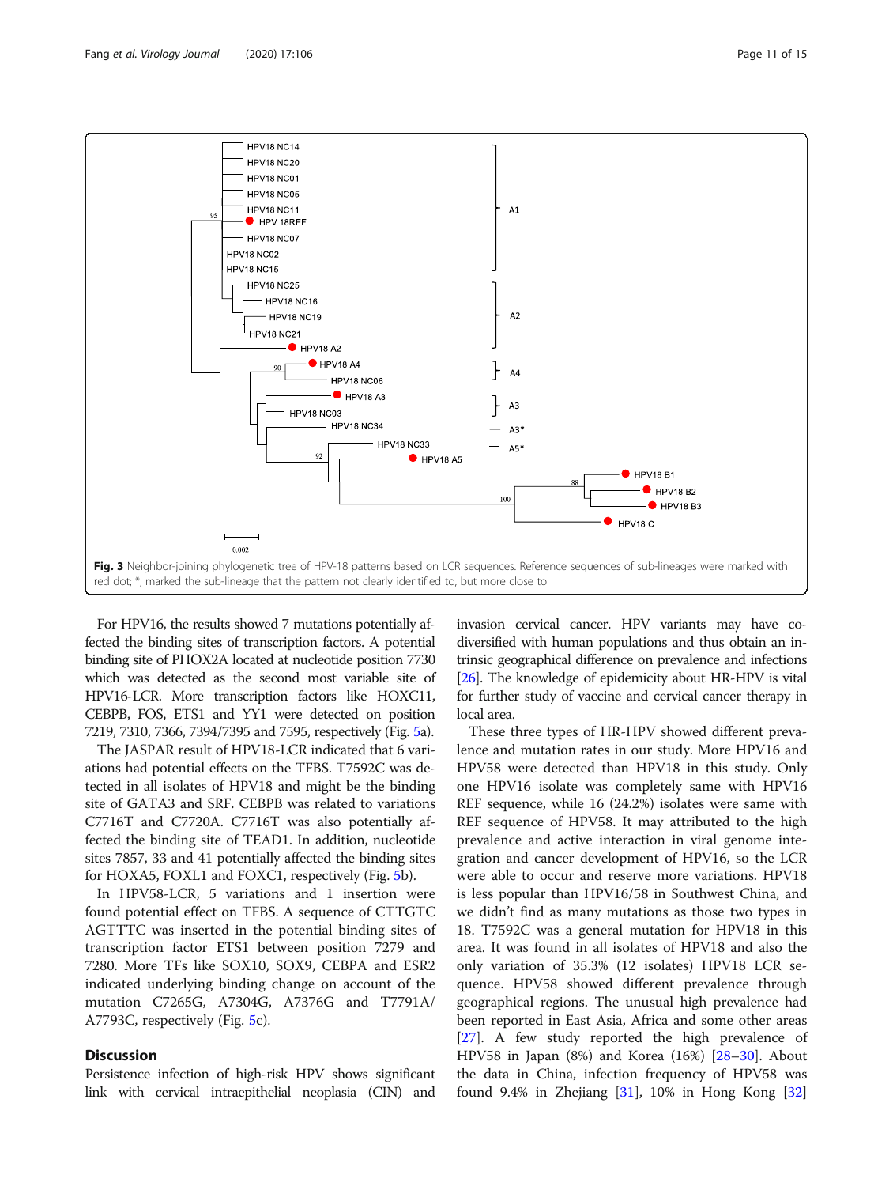Fig. 3 Neighbor-joining phylogenetic tree of HPV-18 patterns based on LCR sequences. Reference sequences of sub-lineages were marked with red dot; *, marked the sub-lineage that the pattern not clearly identified to, but more close to

For HPV16, the results showed 7 mutations potentially affected the binding sites of transcription factors. A potential binding site of PHOX2A located at nucleotide position 7730 which was detected as the second most variable site of HPV16-LCR. More transcription factors like HOXC11, CEBPB, FOS, ETS1 and YY1 were detected on position 7219, 7310, 7366, 7394/7395 and 7595, respectively (Fig. 5a).

The JASPAR result of HPV18-LCR indicated that 6 variations had potential effects on the TFBS. T7592C was detected in all isolates of HPV18 and might be the binding site of GATA3 and SRF. CEBPB was related to variations C7716T and C7720A. C7716T was also potentially affected the binding site of TEAD1. In addition, nucleotide sites 7857, 33 and 41 potentially affected the binding sites for HOXA5, FOXL1 and FOXC1, respectively (Fig. 5b).

In HPV58-LCR, 5 variations and 1 insertion were found potential effect on TFBS. A sequence of CTTGTC AGTTTC was inserted in the potential binding sites of transcription factor ETS1 between position 7279 and 7280. More TFs like SOX10, SOX9, CEBPA and ESR2 indicated underlying binding change on account of the mutation C7265G, A7304G, A7376G and T7791A/A7793C, respectively (Fig. 5c).

## Discussion

Persistence infection of high-risk HPV shows significant link with cervical intraepithelial neoplasia (CIN) and invasion cervical cancer. HPV variants may have co-diversified with human populations and thus obtain an intrinsic geographical difference on prevalence and infections [26]. The knowledge of epidemicity about HR-HPV is vital for further study of vaccine and cervical cancer therapy in local area.

These three types of HR-HPV showed different prevalence and mutation rates in our study. More HPV16 and HPV58 were detected than HPV18 in this study. Only one HPV16 isolate was completely same with HPV16 REF sequence, while 16 (24.2%) isolates were same with REF sequence of HPV58. It may attributed to the high prevalence and active interaction in viral genome integration and cancer development of HPV16, so the LCR were able to occur and reserve more variations. HPV18 is less popular than HPV16/58 in Southwest China, and we didn't find as many mutations as those two types in 18. T7592C was a general mutation for HPV18 in this area. It was found in all isolates of HPV18 and also the only variation of 35.3% (12 isolates) HPV18 LCR sequence. HPV58 showed different prevalence through geographical regions. The unusual high prevalence had been reported in East Asia, Africa and some other areas [27]. A few study reported the high prevalence of HPV58 in Japan (8%) and Korea (16%) [28–30]. About the data in China, infection frequency of HPV58 was found 9.4% in Zhejiang [31], 10% in Hong Kong [32]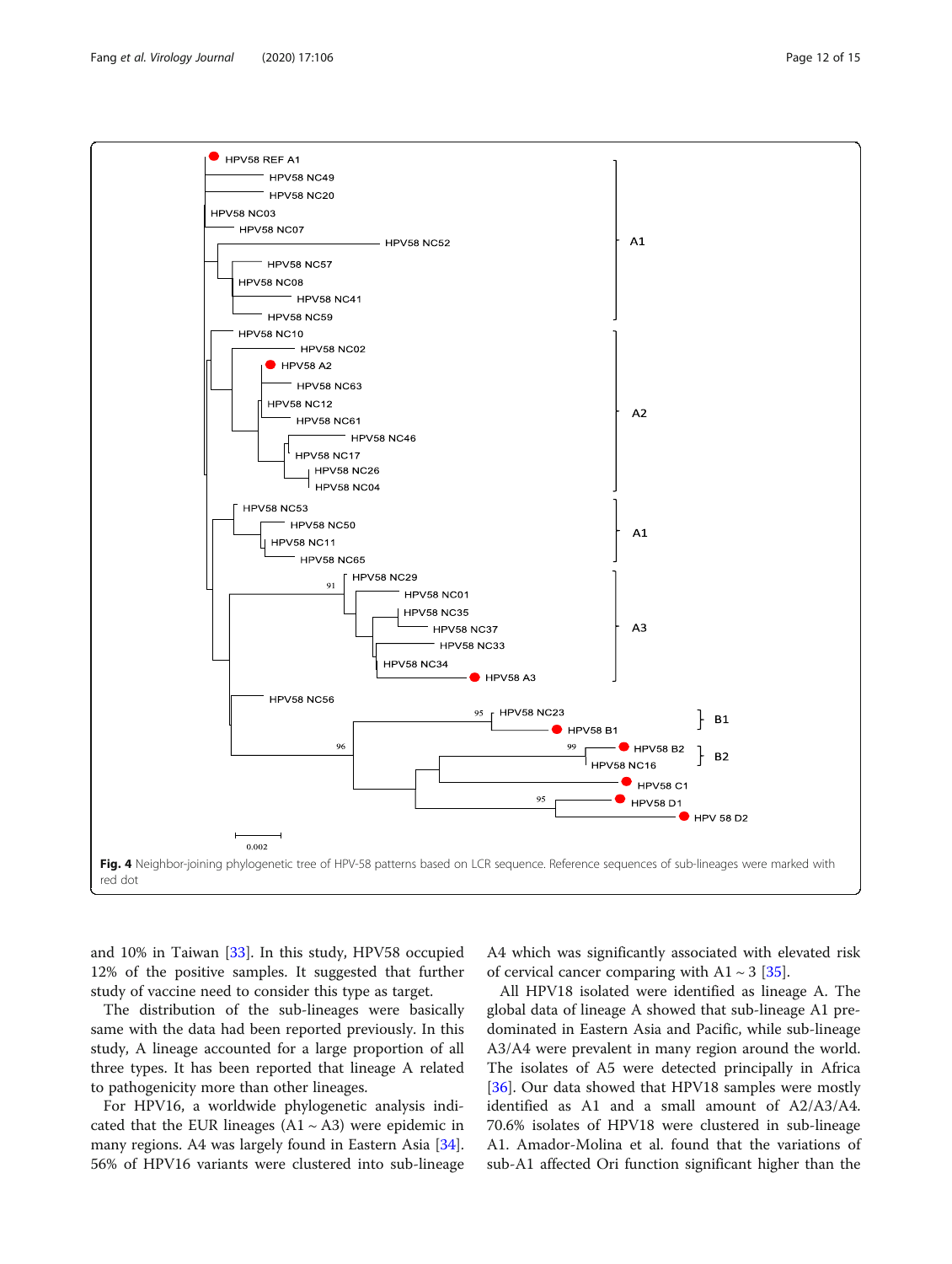Fig. 4 Neighbor-joining phylogenetic tree of HPV-58 patterns based on LCR sequence. Reference sequences of sub-lineages were marked with red dot

and 10% in Taiwan [33]. In this study, HPV58 occupied 12% of the positive samples. It suggested that further study of vaccine need to consider this type as target.

The distribution of the sub-lineages were basically same with the data had been reported previously. In this study, A lineage accounted for a large proportion of all three types. It has been reported that lineage A related to pathogenicity more than other lineages.

For HPV16, a worldwide phylogenetic analysis indicated that the EUR lineages (A1 ~ A3) were epidemic in many regions. A4 was largely found in Eastern Asia [34]. 56% of HPV16 variants were clustered into sub-lineage A4 which was significantly associated with elevated risk of cervical cancer comparing with A1 ~ 3 [35].

All HPV18 isolated were identified as lineage A. The global data of lineage A showed that sub-lineage A1 predominated in Eastern Asia and Pacific, while sub-lineage A3/A4 were prevalent in many region around the world. The isolates of A5 were detected principally in Africa [36]. Our data showed that HPV18 samples were mostly identified as A1 and a small amount of A2/A3/A4. 70.6% isolates of HPV18 were clustered in sub-lineage A1. Amador-Molina et al. found that the variations of sub-A1 affected Ori function significant higher than the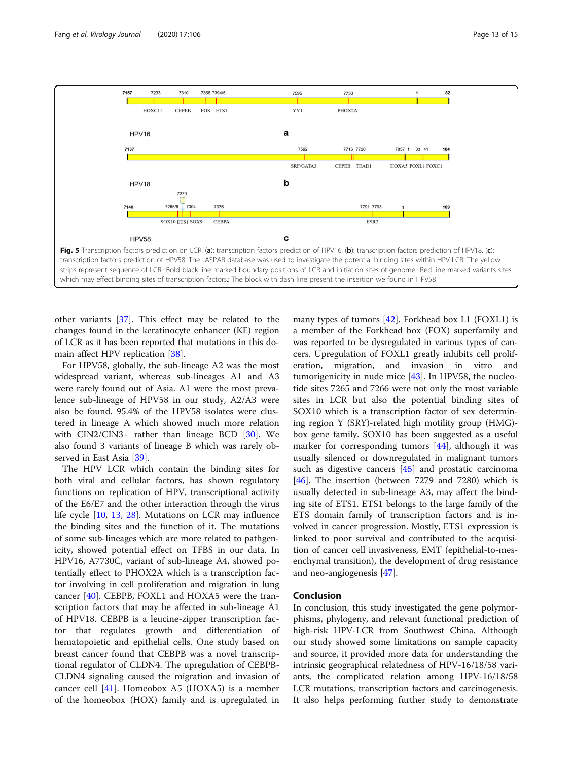Fig. 5 Transcription factors prediction on LCR. (**a**): transcription factors prediction of HPV16. (**b**): transcription factors prediction of HPV18. (**c**): transcription factors prediction of HPV58. The JASPAR database was used to investigate the potential binding sites within HPV-LCR. The yellow strips represent sequence of LCR.: Bold black line marked boundary positions of LCR and initiation sites of genome.: Red line marked variants sites which may effect binding sites of transcription factors.: The block with dash line present the insertion we found in HPV58

other variants [37]. This effect may be related to the changes found in the keratinocyte enhancer (KE) region of LCR as it has been reported that mutations in this domain affect HPV replication [38].

For HPV58, globally, the sub-lineage A2 was the most widespread variant, whereas sub-lineages A1 and A3 were rarely found out of Asia. A1 were the most prevalence sub-lineage of HPV58 in our study, A2/A3 were also be found. 95.4% of the HPV58 isolates were clustered in lineage A which showed much more relation with CIN2/CIN3+ rather than lineage BCD [30]. We also found 3 variants of lineage B which was rarely observed in East Asia [39].

The HPV LCR which contain the binding sites for both viral and cellular factors, has shown regulatory functions on replication of HPV, transcriptional activity of the E6/E7 and the other interaction through the virus life cycle [10, 13, 28]. Mutations on LCR may influence the binding sites and the function of it. The mutations of some sub-lineages which are more related to pathgenicity, showed potential effect on TFBS in our data. In HPV16, A7730C, variant of sub-lineage A4, showed potentially effect to PHOX2A which is a transcription factor involving in cell proliferation and migration in lung cancer [40]. CEBPB, FOXL1 and HOXA5 were the transcription factors that may be affected in sub-lineage A1 of HPV18. CEBPB is a leucine-zipper transcription factor that regulates growth and differentiation of hematopoietic and epithelial cells. One study based on breast cancer found that CEBPB was a novel transcriptional regulator of CLDN4. The upregulation of CEBPB-CLDN4 signaling caused the migration and invasion of cancer cell [41]. Homeobox A5 (HOXA5) is a member of the homeobox (HOX) family and is upregulated in many types of tumors [42]. Forkhead box L1 (FOXL1) is a member of the Forkhead box (FOX) superfamily and was reported to be dysregulated in various types of cancers. Upregulation of FOXL1 greatly inhibits cell proliferation, migration, and invasion in vitro and tumorigenicity in nude mice [43]. In HPV58, the nucleotide sites 7265 and 7266 were not only the most variable sites in LCR but also the potential binding sites of SOX10 which is a transcription factor of sex determining region Y (SRY)-related high motility group (HMG)-box gene family. SOX10 has been suggested as a useful marker for corresponding tumors [44], although it was usually silenced or downregulated in malignant tumors such as digestive cancers [45] and prostatic carcinoma [46]. The insertion (between 7279 and 7280) which is usually detected in sub-lineage A3, may affect the binding site of ETS1. ETS1 belongs to the large family of the ETS domain family of transcription factors and is involved in cancer progression. Mostly, ETS1 expression is linked to poor survival and contributed to the acquisition of cancer cell invasiveness, EMT (epithelial-to-mesenchymal transition), the development of drug resistance and neo-angiogenesis [47].

## Conclusion

In conclusion, this study investigated the gene polymorphisms, phylogeny, and relevant functional prediction of high-risk HPV-LCR from Southwest China. Although our study showed some limitations on sample capacity and source, it provided more data for understanding the intrinsic geographical relatedness of HPV-16/18/58 variants, the complicated relation among HPV-16/18/58 LCR mutations, transcription factors and carcinogenesis. It also helps performing further study to demonstrate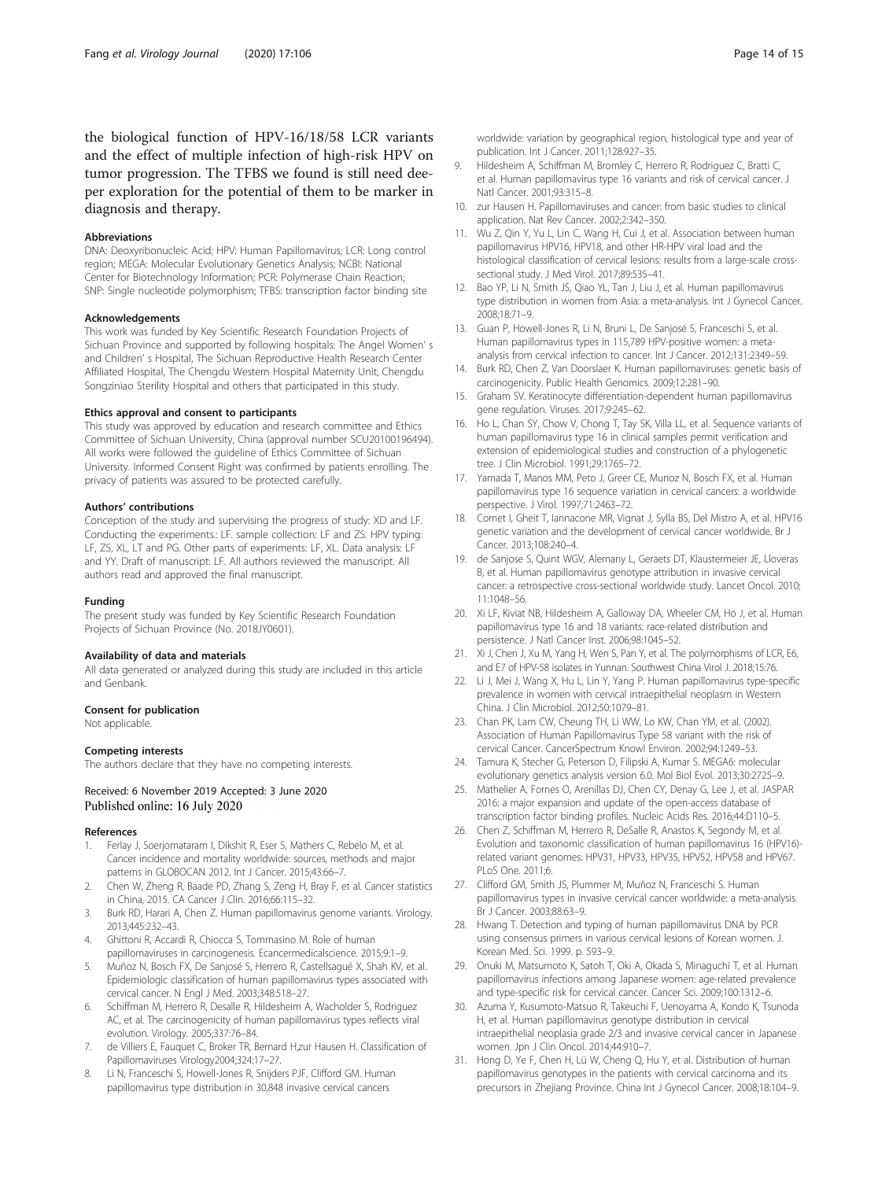the biological function of HPV-16/18/58 LCR variants and the effect of multiple infection of high-risk HPV on tumor progression. The TFBS we found is still need deeper exploration for the potential of them to be marker in diagnosis and therapy.

#### Abbreviations

DNA: Deoxyribonucleic Acid; HPV: Human Papillomavirus; LCR: Long control region; MEGA: Molecular Evolutionary Genetics Analysis; NCBI: National Center for Biotechnology Information; PCR: Polymerase Chain Reaction; SNP: Single nucleotide polymorphism; TFBS: transcription factor binding site

#### Acknowledgements

This work was funded by Key Scientific Research Foundation Projects of Sichuan Province and supported by following hospitals: The Angel Women' s and Children' s Hospital, The Sichuan Reproductive Health Research Center Affiliated Hospital, The Chengdu Western Hospital Maternity Unit, Chengdu Songziniao Sterility Hospital and others that participated in this study.

#### Ethics approval and consent to participants

This study was approved by education and research committee and Ethics Committee of Sichuan University, China (approval number SCU20100196494). All works were followed the guideline of Ethics Committee of Sichuan University. Informed Consent Right was confirmed by patients enrolling. The privacy of patients was assured to be protected carefully.

#### Authors' contributions

Conception of the study and supervising the progress of study: XD and LF. Conducting the experiments.: LF. sample collection: LF and ZS. HPV typing: LF, ZS, XL, LT and PG. Other parts of experiments: LF, XL. Data analysis: LF and YY. Draft of manuscript: LF. All authors reviewed the manuscript. All authors read and approved the final manuscript.

#### Funding

The present study was funded by Key Scientific Research Foundation Projects of Sichuan Province (No. 2018JY0601).

#### Availability of data and materials

All data generated or analyzed during this study are included in this article and Genbank.

#### Consent for publication

Not applicable.

#### Competing interests

The authors declare that they have no competing interests.

Received: 6 November 2019 Accepted: 3 June 2020
Published online: 16 July 2020

#### References

1. Ferlay J, Soerjomataram I, Dikshit R, Eser S, Mathers C, Rebelo M, et al. Cancer incidence and mortality worldwide: sources, methods and major patterns in GLOBOCAN 2012. Int J Cancer. 2015;43:66–7.
2. Chen W, Zheng R, Baade PD, Zhang S, Zeng H, Bray F, et al. Cancer statistics in China, 2015. CA Cancer J Clin. 2016;66:115–32.
3. Burk RD, Harari A, Chen Z. Human papillomavirus genome variants. Virology. 2013;445:232–43.
4. Ghittoni R, Accardi R, Chiocca S, Tommasino M. Role of human papillomaviruses in carcinogenesis. Ecancermedicalscience. 2015;9:1–9.
5. Muñoz N, Bosch FX, De Sanjosé S, Herrero R, Castellsagué X, Shah KV, et al. Epidemiologic classification of human papillomavirus types associated with cervical cancer. N Engl J Med. 2003;348:518–27.
6. Schiffman M, Herrero R, Desalle R, Hildesheim A, Wacholder S, Rodriguez AC, et al. The carcinogenicity of human papillomavirus types reflects viral evolution. Virology. 2005;337:76–84.
7. de Villiers E, Fauquet C, Broker TR, Bernard H,zur Hausen H. Classification of Papillomaviruses Virology2004;324:17–27.
8. Li N, Franceschi S, Howell-Jones R, Snijders PJF, Clifford GM. Human papillomavirus type distribution in 30,848 invasive cervical cancers worldwide: variation by geographical region, histological type and year of publication. Int J Cancer. 2011;128:927–35.
9. Hildesheim A, Schiffman M, Bromley C, Herrero R, Rodriguez C, Bratti C, et al. Human papillomavirus type 16 variants and risk of cervical cancer. J Natl Cancer. 2001;93:315–8.
10. zur Hausen H. Papillomaviruses and cancer: from basic studies to clinical application. Nat Rev Cancer. 2002;2:342–350.
11. Wu Z, Qin Y, Yu L, Lin C, Wang H, Cui J, et al. Association between human papillomavirus HPV16, HPV18, and other HR-HPV viral load and the histological classification of cervical lesions: results from a large-scale cross-sectional study. J Med Virol. 2017;89:535–41.
12. Bao YP, Li N, Smith JS, Qiao YL, Tan J, Liu J, et al. Human papillomavirus type distribution in women from Asia: a meta-analysis. Int J Gynecol Cancer. 2008;18:71–9.
13. Guan P, Howell-Jones R, Li N, Bruni L, De Sanjosé S, Franceschi S, et al. Human papillomavirus types in 115,789 HPV-positive women: a meta-analysis from cervical infection to cancer. Int J Cancer. 2012;131:2349–59.
14. Burk RD, Chen Z, Van Doorslaer K. Human papillomaviruses: genetic basis of carcinogenicity. Public Health Genomics. 2009;12:281–90.
15. Graham SV. Keratinocyte differentiation-dependent human papillomavirus gene regulation. Viruses. 2017;9:245–62.
16. Ho L, Chan SY, Chow V, Chong T, Tay SK, Villa LL, et al. Sequence variants of human papillomavirus type 16 in clinical samples permit verification and extension of epidemiological studies and construction of a phylogenetic tree. J Clin Microbiol. 1991;29:1765–72.
17. Yamada T, Manos MM, Peto J, Greer CE, Munoz N, Bosch FX, et al. Human papillomavirus type 16 sequence variation in cervical cancers: a worldwide perspective. J Virol. 1997;71:2463–72.
18. Cornet I, Gheit T, Iannacone MR, Vignat J, Sylla BS, Del Mistro A, et al. HPV16 genetic variation and the development of cervical cancer worldwide. Br J Cancer. 2013;108:240–4.
19. de Sanjose S, Quint WGV, Alemany L, Geraets DT, Klaustermeier JE, Lloveras B, et al. Human papillomavirus genotype attribution in invasive cervical cancer: a retrospective cross-sectional worldwide study. Lancet Oncol. 2010; 11:1048–56.
20. Xi LF, Kiviat NB, Hildesheim A, Galloway DA, Wheeler CM, Ho J, et al. Human papillomavirus type 16 and 18 variants: race-related distribution and persistence. J Natl Cancer Inst. 2006;98:1045–52.
21. Xi J, Chen J, Xu M, Yang H, Wen S, Pan Y, et al. The polymorphisms of LCR, E6, and E7 of HPV-58 isolates in Yunnan. Southwest China Virol J. 2018;15:76.
22. Li J, Mei J, Wang X, Hu L, Lin Y, Yang P. Human papillomavirus type-specific prevalence in women with cervical intraepithelial neoplasm in Western China. J Clin Microbiol. 2012;50:1079–81.
23. Chan PK, Lam CW, Cheung TH, Li WW, Lo KW, Chan YM, et al. (2002). Association of Human Papillomavirus Type 58 variant with the risk of cervical Cancer. CancerSpectrum Knowl Environ. 2002;94:1249–53.
24. Tamura K, Stecher G, Peterson D, Filipski A, Kumar S. MEGA6: molecular evolutionary genetics analysis version 6.0. Mol Biol Evol. 2013;30:2725–9.
25. Mathelier A, Fornes O, Arenillas DJ, Chen CY, Denay G, Lee J, et al. JASPAR 2016: a major expansion and update of the open-access database of transcription factor binding profiles. Nucleic Acids Res. 2016;44:D110–5.
26. Chen Z, Schiffman M, Herrero R, DeSalle R, Anastos K, Segondy M, et al. Evolution and taxonomic classification of human papillomavirus 16 (HPV16)-related variant genomes: HPV31, HPV33, HPV35, HPV52, HPV58 and HPV67. PLoS One. 2011;6.
27. Clifford GM, Smith JS, Plummer M, Muñoz N, Franceschi S. Human papillomavirus types in invasive cervical cancer worldwide: a meta-analysis. Br J Cancer. 2003;88:63–9.
28. Hwang T. Detection and typing of human papillomavirus DNA by PCR using consensus primers in various cervical lesions of Korean women. J. Korean Med. Sci. 1999. p. 593–9.
29. Onuki M, Matsumoto K, Satoh T, Oki A, Okada S, Minaguchi T, et al. Human papillomavirus infections among Japanese women: age-related prevalence and type-specific risk for cervical cancer. Cancer Sci. 2009;100:1312–6.
30. Azuma Y, Kusumoto-Matsuo R, Takeuchi F, Uenoyama A, Kondo K, Tsunoda H, et al. Human papillomavirus genotype distribution in cervical intraepithelial neoplasia grade 2/3 and invasive cervical cancer in Japanese women. Jpn J Clin Oncol. 2014;44:910–7.
31. Hong D, Ye F, Chen H, Lü W, Cheng Q, Hu Y, et al. Distribution of human papillomavirus genotypes in the patients with cervical carcinoma and its precursors in Zhejiang Province. China Int J Gynecol Cancer. 2008;18:104–9.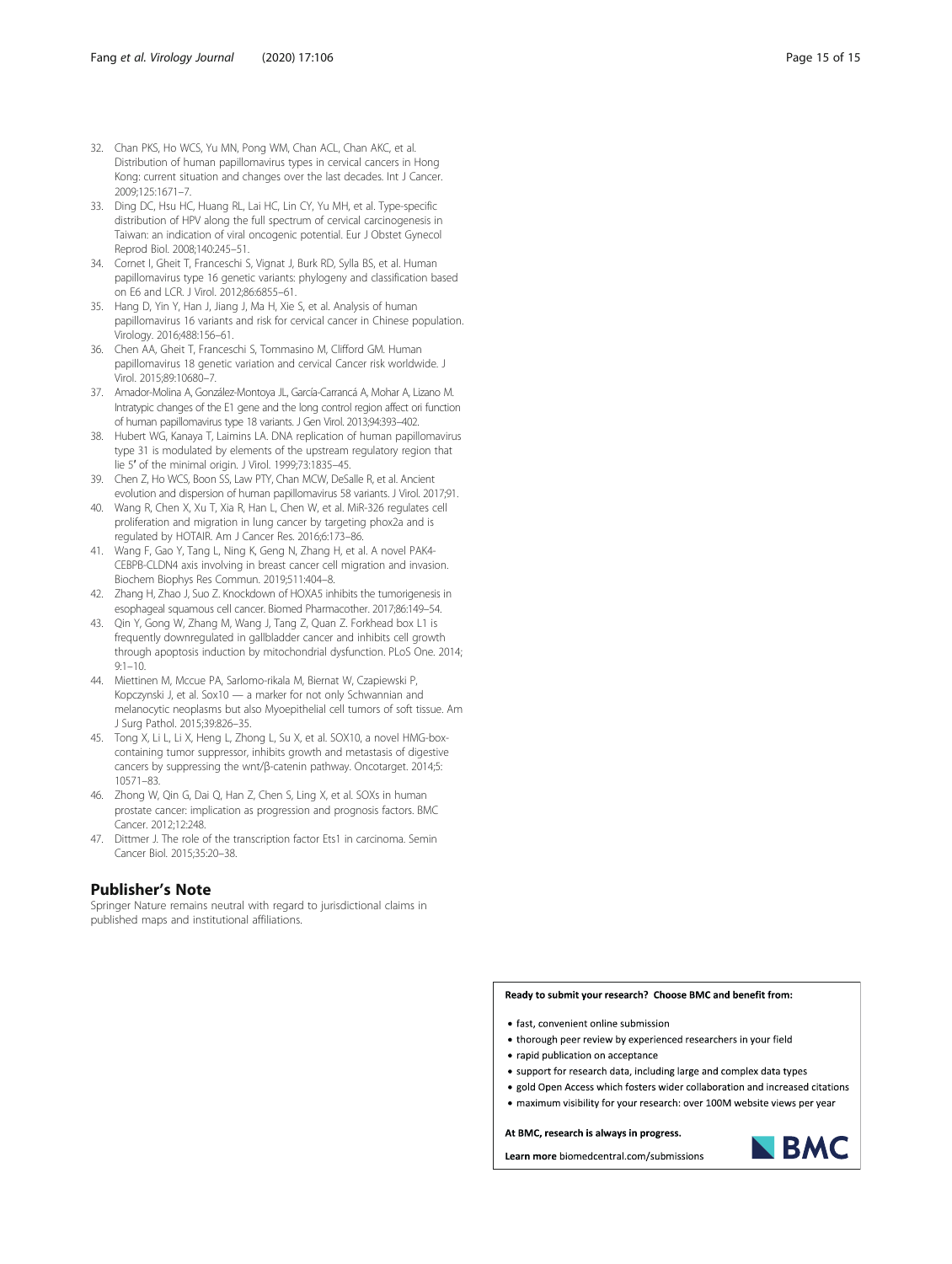32. Chan PKS, Ho WCS, Yu MN, Pong WM, Chan ACL, Chan AKC, et al. Distribution of human papillomavirus types in cervical cancers in Hong Kong: current situation and changes over the last decades. Int J Cancer. 2009;125:1671–7.
33. Ding DC, Hsu HC, Huang RL, Lai HC, Lin CY, Yu MH, et al. Type-specific distribution of HPV along the full spectrum of cervical carcinogenesis in Taiwan: an indication of viral oncogenic potential. Eur J Obstet Gynecol Reprod Biol. 2008;140:245–51.
34. Cornet I, Gheit T, Franceschi S, Vignat J, Burk RD, Sylla BS, et al. Human papillomavirus type 16 genetic variants: phylogeny and classification based on E6 and LCR. J Virol. 2012;86:6855–61.
35. Hang D, Yin Y, Han J, Jiang J, Ma H, Xie S, et al. Analysis of human papillomavirus 16 variants and risk for cervical cancer in Chinese population. Virology. 2016;488:156–61.
36. Chen AA, Gheit T, Franceschi S, Tommasino M, Clifford GM. Human papillomavirus 18 genetic variation and cervical Cancer risk worldwide. J Virol. 2015;89:10680–7.
37. Amador-Molina A, González-Montoya JL, García-Carrancá A, Mohar A, Lizano M. Intratypic changes of the E1 gene and the long control region affect ori function of human papillomavirus type 18 variants. J Gen Virol. 2013;94:393–402.
38. Hubert WG, Kanaya T, Laimins LA. DNA replication of human papillomavirus type 31 is modulated by elements of the upstream regulatory region that lie 5′ of the minimal origin. J Virol. 1999;73:1835–45.
39. Chen Z, Ho WCS, Boon SS, Law PTY, Chan MCW, DeSalle R, et al. Ancient evolution and dispersion of human papillomavirus 58 variants. J Virol. 2017;91.
40. Wang R, Chen X, Xu T, Xia R, Han L, Chen W, et al. MiR-326 regulates cell proliferation and migration in lung cancer by targeting phox2a and is regulated by HOTAIR. Am J Cancer Res. 2016;6:173–86.
41. Wang F, Gao Y, Tang L, Ning K, Geng N, Zhang H, et al. A novel PAK4-CEBPB-CLDN4 axis involving in breast cancer cell migration and invasion. Biochem Biophys Res Commun. 2019;511:404–8.
42. Zhang H, Zhao J, Suo Z. Knockdown of HOXA5 inhibits the tumorigenesis in esophageal squamous cell cancer. Biomed Pharmacother. 2017;86:149–54.
43. Qin Y, Gong W, Zhang M, Wang J, Tang Z, Quan Z. Forkhead box L1 is frequently downregulated in gallbladder cancer and inhibits cell growth through apoptosis induction by mitochondrial dysfunction. PLoS One. 2014; 9:1–10.
44. Miettinen M, Mccue PA, Sarlomo-rikala M, Biernat W, Czapiewski P, Kopczynski J, et al. Sox10 — a marker for not only Schwannian and melanocytic neoplasms but also Myoepithelial cell tumors of soft tissue. Am J Surg Pathol. 2015;39:826–35.
45. Tong X, Li L, Li X, Heng L, Zhong L, Su X, et al. SOX10, a novel HMG-box-containing tumor suppressor, inhibits growth and metastasis of digestive cancers by suppressing the wnt/β-catenin pathway. Oncotarget. 2014;5: 10571–83.
46. Zhong W, Qin G, Dai Q, Han Z, Chen S, Ling X, et al. SOXs in human prostate cancer: implication as progression and prognosis factors. BMC Cancer. 2012;12:248.
47. Dittmer J. The role of the transcription factor Ets1 in carcinoma. Semin Cancer Biol. 2015;35:20–38.

## Publisher's Note

Springer Nature remains neutral with regard to jurisdictional claims in published maps and institutional affiliations.

**Ready to submit your research? Choose BMC and benefit from:**

- fast, convenient online submission
- thorough peer review by experienced researchers in your field
- rapid publication on acceptance
- support for research data, including large and complex data types
- gold Open Access which fosters wider collaboration and increased citations
- maximum visibility for your research: over 100M website views per year

**At BMC, research is always in progress.**

**Learn more** biomedcentral.com/submissions

BMC